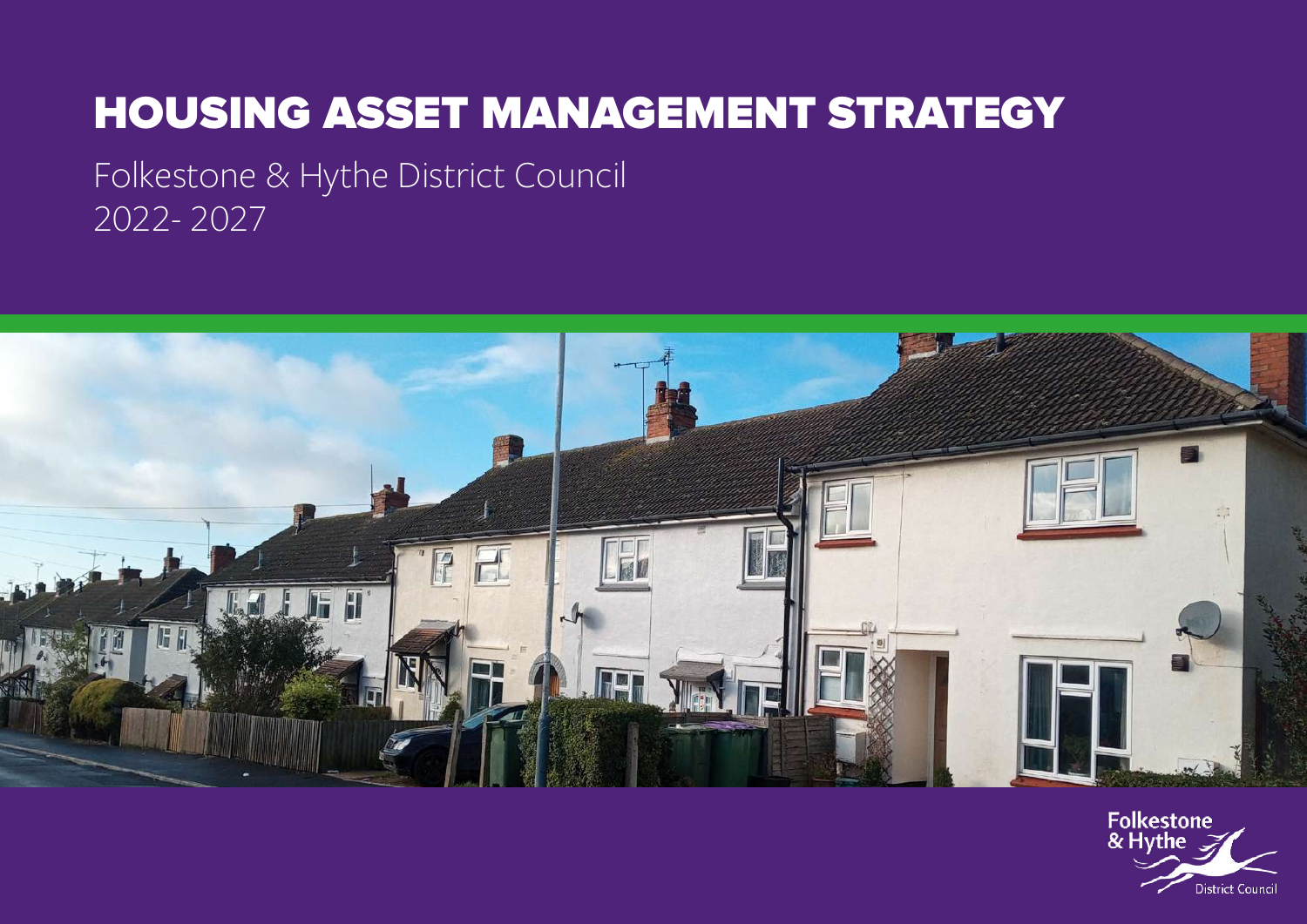# HOUSING ASSET MANAGEMENT STRATEGY

Folkestone & Hythe District Council
2022- 2027

Folkestone & Hythe District Council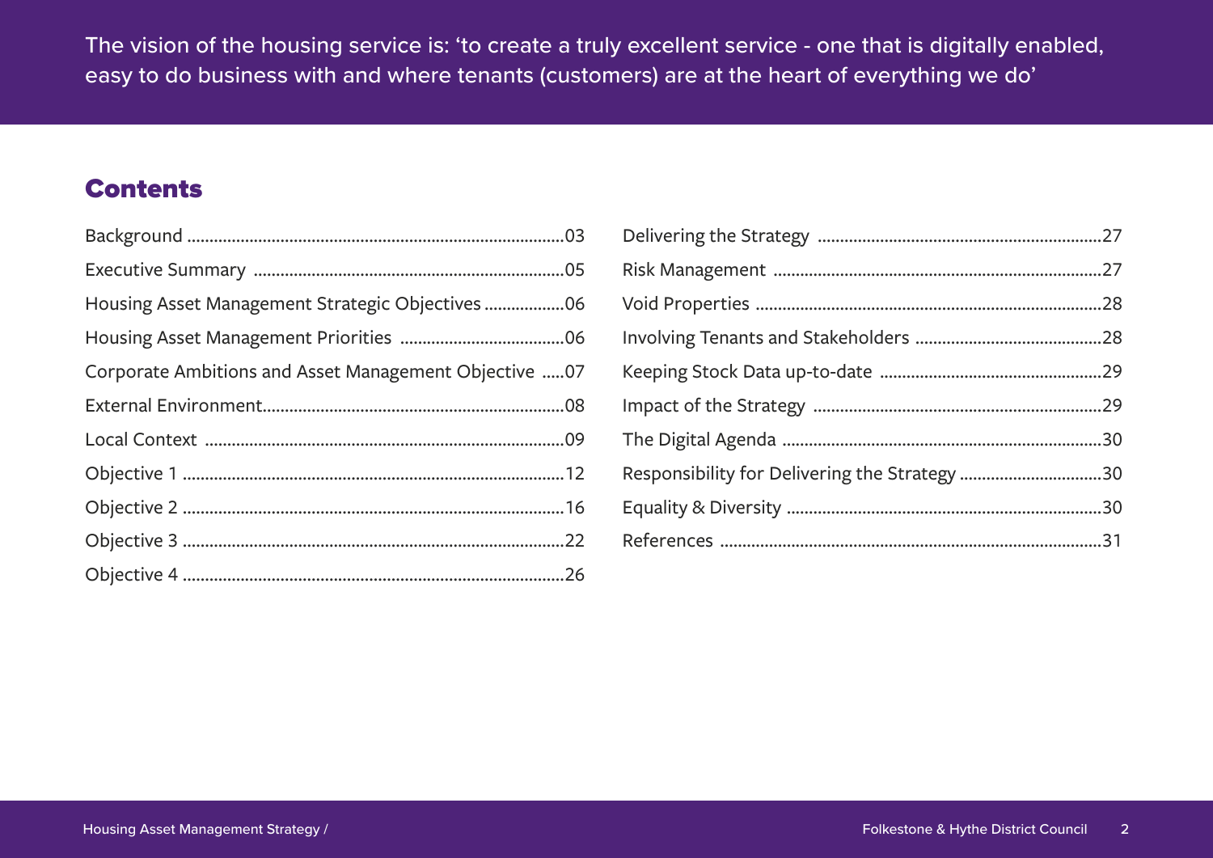The vision of the housing service is: ‘to create a truly excellent service - one that is digitally enabled, easy to do business with and where tenants (customers) are at the heart of everything we do’

## Contents

Background ....03
Executive Summary ....05
Housing Asset Management Strategic Objectives ....06
Housing Asset Management Priorities ....06
Corporate Ambitions and Asset Management Objective ....07
External Environment....08
Local Context ....09
Objective 1 ....12
Objective 2 ....16
Objective 3 ....22
Objective 4 ....26
Delivering the Strategy ....27
Risk Management ....27
Void Properties ....28
Involving Tenants and Stakeholders ....28
Keeping Stock Data up-to-date ....29
Impact of the Strategy ....29
The Digital Agenda ....30
Responsibility for Delivering the Strategy ....30
Equality & Diversity ....30
References ....31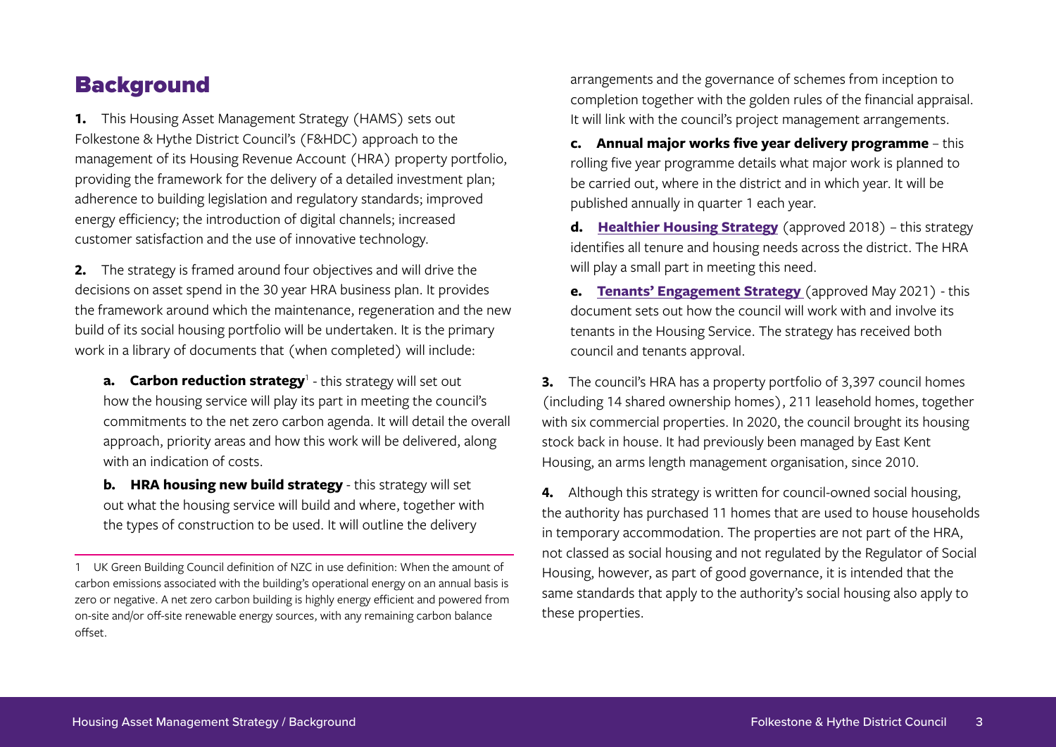## Background

**1.** This Housing Asset Management Strategy (HAMS) sets out Folkestone & Hythe District Council's (F&HDC) approach to the management of its Housing Revenue Account (HRA) property portfolio, providing the framework for the delivery of a detailed investment plan; adherence to building legislation and regulatory standards; improved energy efficiency; the introduction of digital channels; increased customer satisfaction and the use of innovative technology.

**2.** The strategy is framed around four objectives and will drive the decisions on asset spend in the 30 year HRA business plan. It provides the framework around which the maintenance, regeneration and the new build of its social housing portfolio will be undertaken. It is the primary work in a library of documents that (when completed) will include:

- **a. Carbon reduction strategy**[1] - this strategy will set out how the housing service will play its part in meeting the council's commitments to the net zero carbon agenda. It will detail the overall approach, priority areas and how this work will be delivered, along with an indication of costs.
- **b. HRA housing new build strategy** - this strategy will set out what the housing service will build and where, together with the types of construction to be used. It will outline the delivery arrangements and the governance of schemes from inception to completion together with the golden rules of the financial appraisal. It will link with the council's project management arrangements.
- **c. Annual major works five year delivery programme** – this rolling five year programme details what major work is planned to be carried out, where in the district and in which year. It will be published annually in quarter 1 each year.
- **d. Healthier Housing Strategy** (approved 2018) – this strategy identifies all tenure and housing needs across the district. The HRA will play a small part in meeting this need.
- **e. Tenants' Engagement Strategy** (approved May 2021) - this document sets out how the council will work with and involve its tenants in the Housing Service. The strategy has received both council and tenants approval.

**3.** The council's HRA has a property portfolio of 3,397 council homes (including 14 shared ownership homes), 211 leasehold homes, together with six commercial properties. In 2020, the council brought its housing stock back in house. It had previously been managed by East Kent Housing, an arms length management organisation, since 2010.

**4.** Although this strategy is written for council-owned social housing, the authority has purchased 11 homes that are used to house households in temporary accommodation. The properties are not part of the HRA, not classed as social housing and not regulated by the Regulator of Social Housing, however, as part of good governance, it is intended that the same standards that apply to the authority's social housing also apply to these properties.

---

[1] UK Green Building Council definition of NZC in use definition: When the amount of carbon emissions associated with the building's operational energy on an annual basis is zero or negative. A net zero carbon building is highly energy efficient and powered from on-site and/or off-site renewable energy sources, with any remaining carbon balance offset.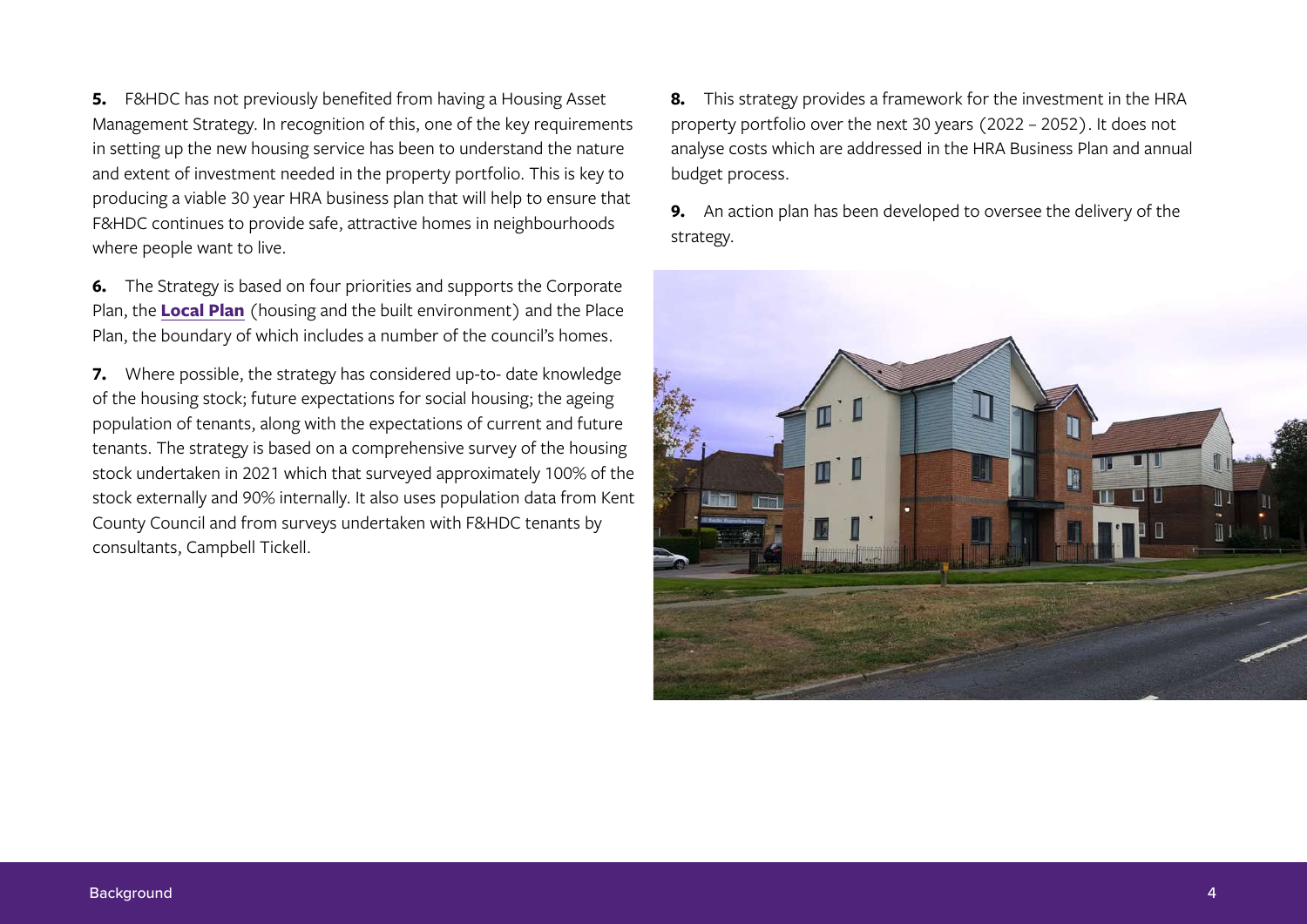**5.** F&HDC has not previously benefited from having a Housing Asset Management Strategy. In recognition of this, one of the key requirements in setting up the new housing service has been to understand the nature and extent of investment needed in the property portfolio. This is key to producing a viable 30 year HRA business plan that will help to ensure that F&HDC continues to provide safe, attractive homes in neighbourhoods where people want to live.

**6.** The Strategy is based on four priorities and supports the Corporate Plan, the **Local Plan** (housing and the built environment) and the Place Plan, the boundary of which includes a number of the council's homes.

**7.** Where possible, the strategy has considered up-to- date knowledge of the housing stock; future expectations for social housing; the ageing population of tenants, along with the expectations of current and future tenants. The strategy is based on a comprehensive survey of the housing stock undertaken in 2021 which that surveyed approximately 100% of the stock externally and 90% internally. It also uses population data from Kent County Council and from surveys undertaken with F&HDC tenants by consultants, Campbell Tickell.

**8.** This strategy provides a framework for the investment in the HRA property portfolio over the next 30 years (2022 – 2052). It does not analyse costs which are addressed in the HRA Business Plan and annual budget process.

**9.** An action plan has been developed to oversee the delivery of the strategy.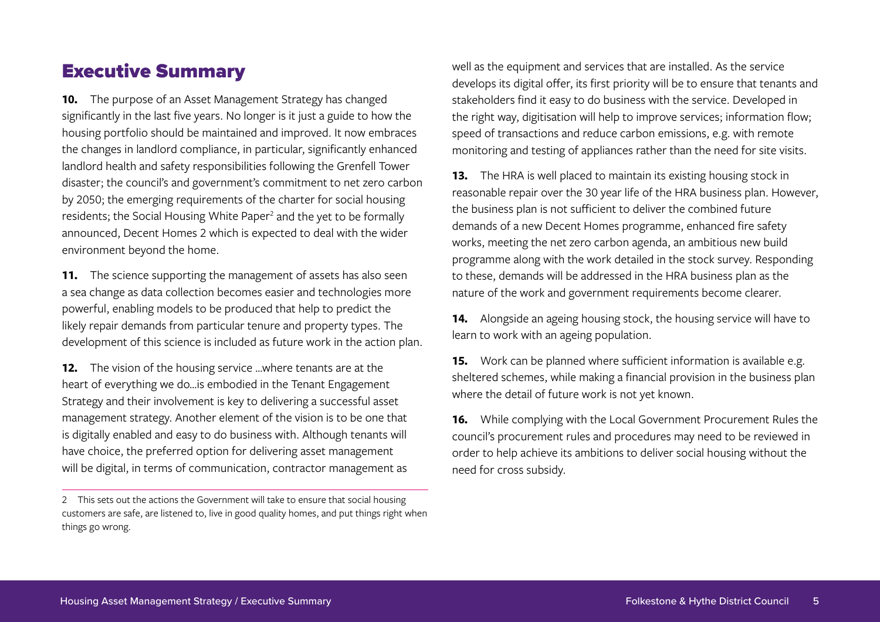## Executive Summary

**10.** The purpose of an Asset Management Strategy has changed significantly in the last five years. No longer is it just a guide to how the housing portfolio should be maintained and improved. It now embraces the changes in landlord compliance, in particular, significantly enhanced landlord health and safety responsibilities following the Grenfell Tower disaster; the council's and government's commitment to net zero carbon by 2050; the emerging requirements of the charter for social housing residents; the Social Housing White Paper[2] and the yet to be formally announced, Decent Homes 2 which is expected to deal with the wider environment beyond the home.

**11.** The science supporting the management of assets has also seen a sea change as data collection becomes easier and technologies more powerful, enabling models to be produced that help to predict the likely repair demands from particular tenure and property types. The development of this science is included as future work in the action plan.

**12.** The vision of the housing service …where tenants are at the heart of everything we do…is embodied in the Tenant Engagement Strategy and their involvement is key to delivering a successful asset management strategy. Another element of the vision is to be one that is digitally enabled and easy to do business with. Although tenants will have choice, the preferred option for delivering asset management will be digital, in terms of communication, contractor management as well as the equipment and services that are installed. As the service develops its digital offer, its first priority will be to ensure that tenants and stakeholders find it easy to do business with the service. Developed in the right way, digitisation will help to improve services; information flow; speed of transactions and reduce carbon emissions, e.g. with remote monitoring and testing of appliances rather than the need for site visits.

**13.** The HRA is well placed to maintain its existing housing stock in reasonable repair over the 30 year life of the HRA business plan. However, the business plan is not sufficient to deliver the combined future demands of a new Decent Homes programme, enhanced fire safety works, meeting the net zero carbon agenda, an ambitious new build programme along with the work detailed in the stock survey. Responding to these, demands will be addressed in the HRA business plan as the nature of the work and government requirements become clearer.

**14.** Alongside an ageing housing stock, the housing service will have to learn to work with an ageing population.

**15.** Work can be planned where sufficient information is available e.g. sheltered schemes, while making a financial provision in the business plan where the detail of future work is not yet known.

**16.** While complying with the Local Government Procurement Rules the council's procurement rules and procedures may need to be reviewed in order to help achieve its ambitions to deliver social housing without the need for cross subsidy.

---

2 This sets out the actions the Government will take to ensure that social housing customers are safe, are listened to, live in good quality homes, and put things right when things go wrong.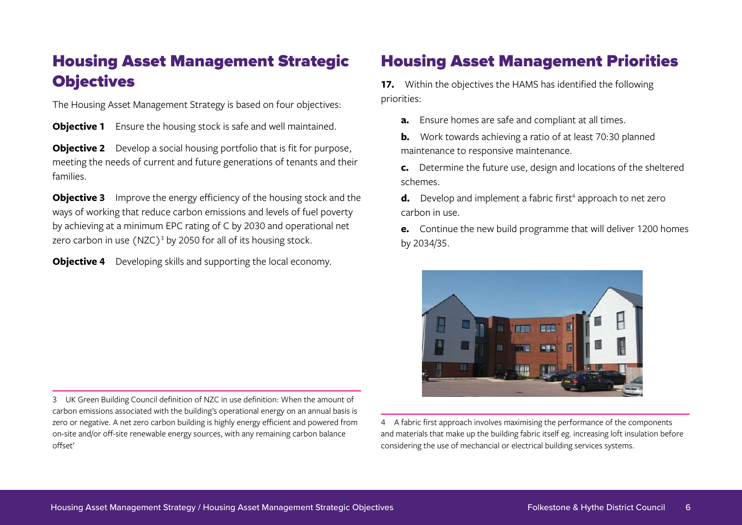## Housing Asset Management Strategic Objectives

The Housing Asset Management Strategy is based on four objectives:

**Objective 1** Ensure the housing stock is safe and well maintained.

**Objective 2** Develop a social housing portfolio that is fit for purpose, meeting the needs of current and future generations of tenants and their families.

**Objective 3** Improve the energy efficiency of the housing stock and the ways of working that reduce carbon emissions and levels of fuel poverty by achieving at a minimum EPC rating of C by 2030 and operational net zero carbon in use (NZC)[3] by 2050 for all of its housing stock.

**Objective 4** Developing skills and supporting the local economy.

## Housing Asset Management Priorities

**17.** Within the objectives the HAMS has identified the following priorities:

- **a.** Ensure homes are safe and compliant at all times.
- **b.** Work towards achieving a ratio of at least 70:30 planned maintenance to responsive maintenance.
- **c.** Determine the future use, design and locations of the sheltered schemes.
- **d.** Develop and implement a fabric first[4] approach to net zero carbon in use.
- **e.** Continue the new build programme that will deliver 1200 homes by 2034/35.

---

3 UK Green Building Council definition of NZC in use definition: When the amount of carbon emissions associated with the building's operational energy on an annual basis is zero or negative. A net zero carbon building is highly energy efficient and powered from on-site and/or off-site renewable energy sources, with any remaining carbon balance offset'

4 A fabric first approach involves maximising the performance of the components and materials that make up the building fabric itself eg. increasing loft insulation before considering the use of mechancial or electrical building services systems.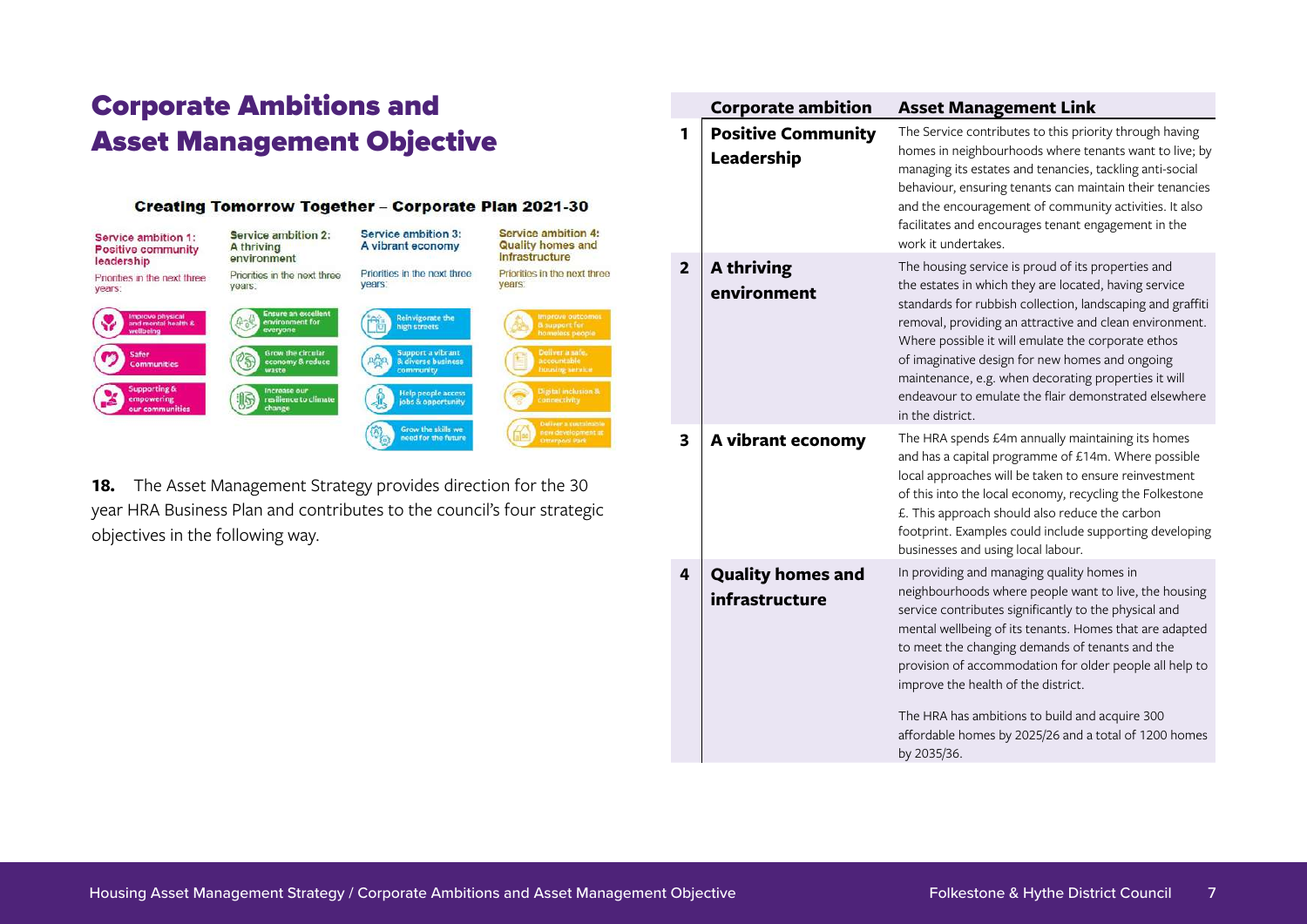# Corporate Ambitions and Asset Management Objective

### Creating Tomorrow Together – Corporate Plan 2021-30

| Service ambition 1: Positive community leadership | Service ambition 2: A thriving environment | Service ambition 3: A vibrant economy | Service ambition 4: Quality homes and infrastructure |
|---|---|---|---|
| Priorities in the next three years: | Priorities in the next three years: | Priorities in the next three years: | Priorities in the next three years: |
| Improve physical and mental health & wellbeing | Ensure an excellent environment for everyone | Reinvigorate the high streets | Improve outcomes & support for homeless people |
| Safer Communities | Grow the circular economy & reduce waste | Support a vibrant & diverse business community | Deliver a safe, accountable housing service |
| Supporting & empowering our communities | Increase our resilience to climate change | Help people access jobs & opportunity | Digital inclusion & connectivity |
| | | Grow the skills we need for the future | Deliver a sustainable new development at Otterpool Park |

**18.** The Asset Management Strategy provides direction for the 30 year HRA Business Plan and contributes to the council's four strategic objectives in the following way.

| | Corporate ambition | Asset Management Link |
|---|---|---|
| 1 | **Positive Community Leadership** | The Service contributes to this priority through having homes in neighbourhoods where tenants want to live; by managing its estates and tenancies, tackling anti-social behaviour, ensuring tenants can maintain their tenancies and the encouragement of community activities. It also facilitates and encourages tenant engagement in the work it undertakes. |
| 2 | **A thriving environment** | The housing service is proud of its properties and the estates in which they are located, having service standards for rubbish collection, landscaping and graffiti removal, providing an attractive and clean environment. Where possible it will emulate the corporate ethos of imaginative design for new homes and ongoing maintenance, e.g. when decorating properties it will endeavour to emulate the flair demonstrated elsewhere in the district. |
| 3 | **A vibrant economy** | The HRA spends £4m annually maintaining its homes and has a capital programme of £14m. Where possible local approaches will be taken to ensure reinvestment of this into the local economy, recycling the Folkestone £. This approach should also reduce the carbon footprint. Examples could include supporting developing businesses and using local labour. |
| 4 | **Quality homes and infrastructure** | In providing and managing quality homes in neighbourhoods where people want to live, the housing service contributes significantly to the physical and mental wellbeing of its tenants. Homes that are adapted to meet the changing demands of tenants and the provision of accommodation for older people all help to improve the health of the district.<br><br>The HRA has ambitions to build and acquire 300 affordable homes by 2025/26 and a total of 1200 homes by 2035/36. |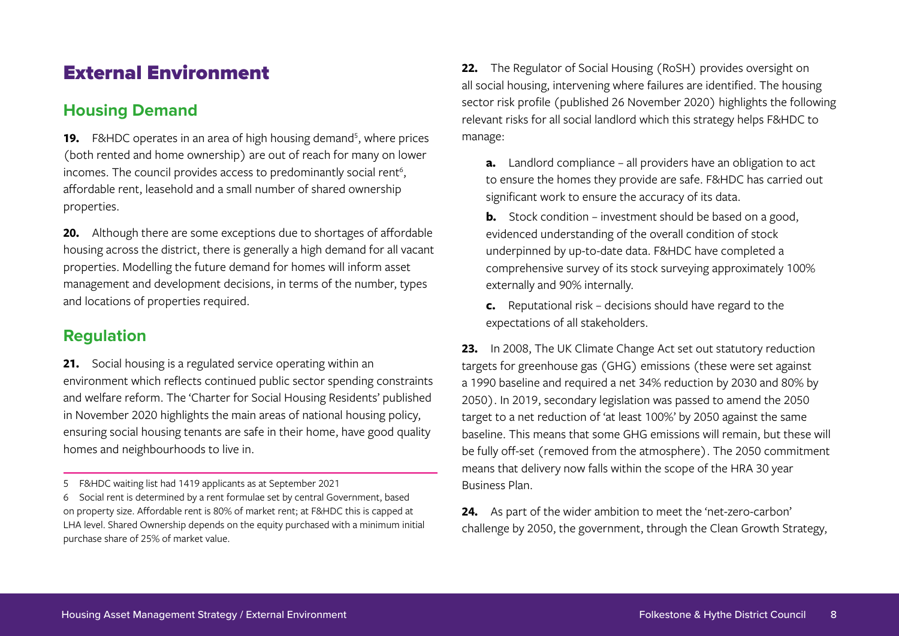# External Environment

## Housing Demand

**19.** F&HDC operates in an area of high housing demand[5], where prices (both rented and home ownership) are out of reach for many on lower incomes. The council provides access to predominantly social rent[6], affordable rent, leasehold and a small number of shared ownership properties.

**20.** Although there are some exceptions due to shortages of affordable housing across the district, there is generally a high demand for all vacant properties. Modelling the future demand for homes will inform asset management and development decisions, in terms of the number, types and locations of properties required.

## Regulation

**21.** Social housing is a regulated service operating within an environment which reflects continued public sector spending constraints and welfare reform. The 'Charter for Social Housing Residents' published in November 2020 highlights the main areas of national housing policy, ensuring social housing tenants are safe in their home, have good quality homes and neighbourhoods to live in.

**22.** The Regulator of Social Housing (RoSH) provides oversight on all social housing, intervening where failures are identified. The housing sector risk profile (published 26 November 2020) highlights the following relevant risks for all social landlord which this strategy helps F&HDC to manage:

**a.** Landlord compliance – all providers have an obligation to act to ensure the homes they provide are safe. F&HDC has carried out significant work to ensure the accuracy of its data.

**b.** Stock condition – investment should be based on a good, evidenced understanding of the overall condition of stock underpinned by up-to-date data. F&HDC have completed a comprehensive survey of its stock surveying approximately 100% externally and 90% internally.

**c.** Reputational risk – decisions should have regard to the expectations of all stakeholders.

**23.** In 2008, The UK Climate Change Act set out statutory reduction targets for greenhouse gas (GHG) emissions (these were set against a 1990 baseline and required a net 34% reduction by 2030 and 80% by 2050). In 2019, secondary legislation was passed to amend the 2050 target to a net reduction of 'at least 100%' by 2050 against the same baseline. This means that some GHG emissions will remain, but these will be fully off-set (removed from the atmosphere). The 2050 commitment means that delivery now falls within the scope of the HRA 30 year Business Plan.

**24.** As part of the wider ambition to meet the 'net-zero-carbon' challenge by 2050, the government, through the Clean Growth Strategy,

---

5 F&HDC waiting list had 1419 applicants as at September 2021

6 Social rent is determined by a rent formulae set by central Government, based on property size. Affordable rent is 80% of market rent; at F&HDC this is capped at LHA level. Shared Ownership depends on the equity purchased with a minimum initial purchase share of 25% of market value.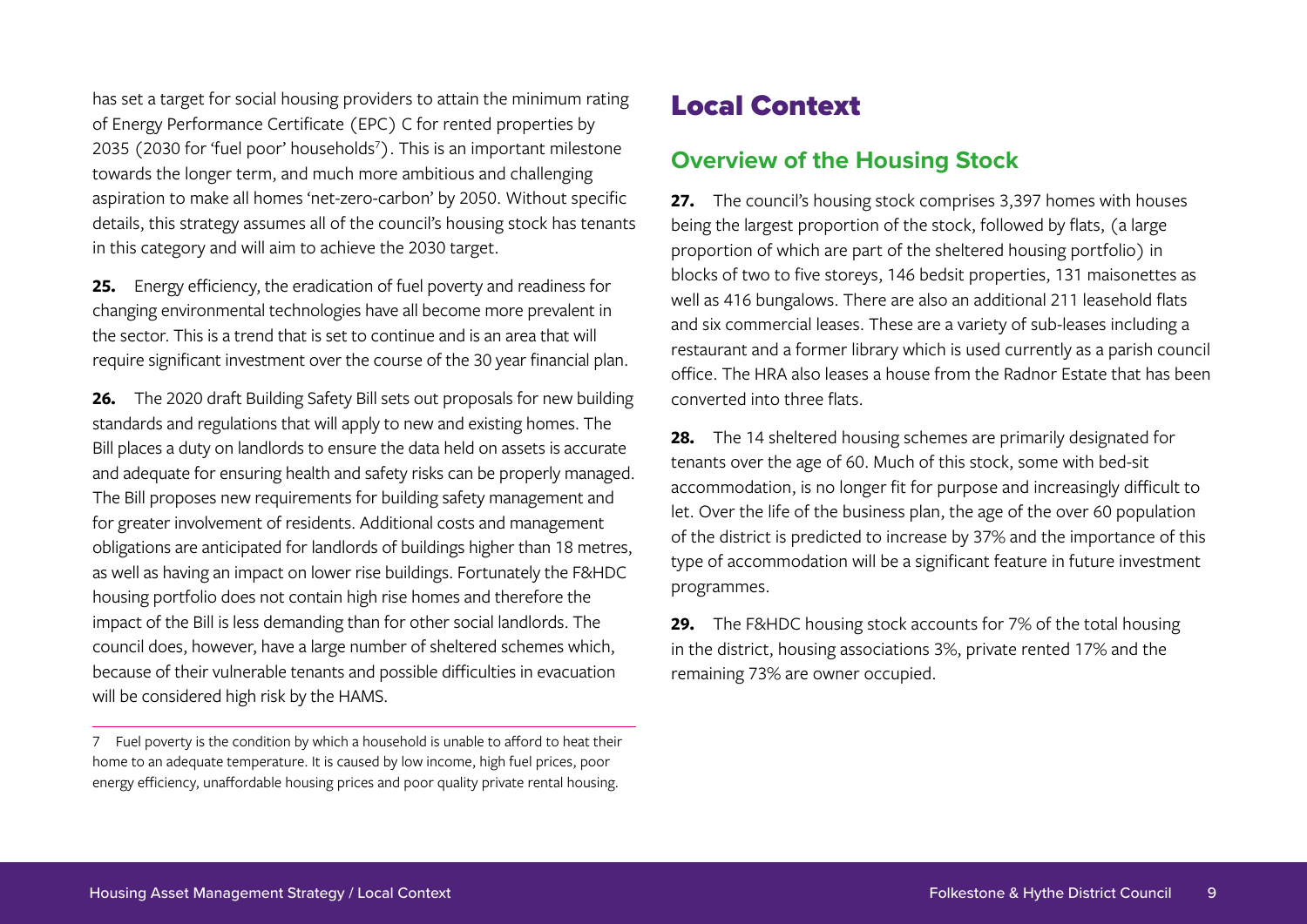has set a target for social housing providers to attain the minimum rating of Energy Performance Certificate (EPC) C for rented properties by 2035 (2030 for 'fuel poor' households[7]). This is an important milestone towards the longer term, and much more ambitious and challenging aspiration to make all homes 'net-zero-carbon' by 2050. Without specific details, this strategy assumes all of the council's housing stock has tenants in this category and will aim to achieve the 2030 target.

**25.** Energy efficiency, the eradication of fuel poverty and readiness for changing environmental technologies have all become more prevalent in the sector. This is a trend that is set to continue and is an area that will require significant investment over the course of the 30 year financial plan.

**26.** The 2020 draft Building Safety Bill sets out proposals for new building standards and regulations that will apply to new and existing homes. The Bill places a duty on landlords to ensure the data held on assets is accurate and adequate for ensuring health and safety risks can be properly managed. The Bill proposes new requirements for building safety management and for greater involvement of residents. Additional costs and management obligations are anticipated for landlords of buildings higher than 18 metres, as well as having an impact on lower rise buildings. Fortunately the F&HDC housing portfolio does not contain high rise homes and therefore the impact of the Bill is less demanding than for other social landlords. The council does, however, have a large number of sheltered schemes which, because of their vulnerable tenants and possible difficulties in evacuation will be considered high risk by the HAMS.

7 Fuel poverty is the condition by which a household is unable to afford to heat their home to an adequate temperature. It is caused by low income, high fuel prices, poor energy efficiency, unaffordable housing prices and poor quality private rental housing.

# Local Context

## Overview of the Housing Stock

**27.** The council's housing stock comprises 3,397 homes with houses being the largest proportion of the stock, followed by flats, (a large proportion of which are part of the sheltered housing portfolio) in blocks of two to five storeys, 146 bedsit properties, 131 maisonettes as well as 416 bungalows. There are also an additional 211 leasehold flats and six commercial leases. These are a variety of sub-leases including a restaurant and a former library which is used currently as a parish council office. The HRA also leases a house from the Radnor Estate that has been converted into three flats.

**28.** The 14 sheltered housing schemes are primarily designated for tenants over the age of 60. Much of this stock, some with bed-sit accommodation, is no longer fit for purpose and increasingly difficult to let. Over the life of the business plan, the age of the over 60 population of the district is predicted to increase by 37% and the importance of this type of accommodation will be a significant feature in future investment programmes.

**29.** The F&HDC housing stock accounts for 7% of the total housing in the district, housing associations 3%, private rented 17% and the remaining 73% are owner occupied.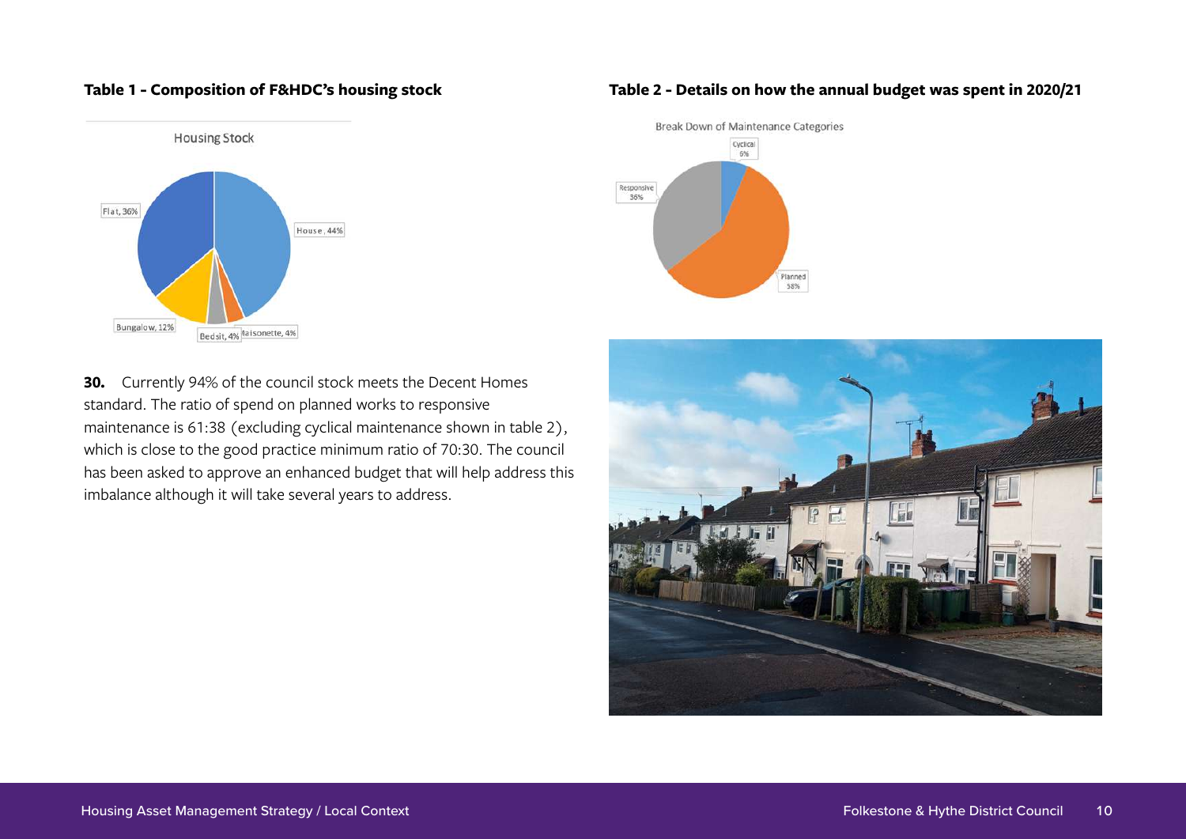**Table 1 - Composition of F&HDC's housing stock**

Housing Stock

| Type | Percentage |
| --- | --- |
| House | 44% |
| Flat | 36% |
| Bungalow | 12% |
| Bedsit | 4% |
| Maisonette | 4% |

**Table 2 - Details on how the annual budget was spent in 2020/21**

Break Down of Maintenance Categories

| Category | Percentage |
| --- | --- |
| Cyclical | 6% |
| Responsive | 36% |
| Planned | 58% |

**30.** Currently 94% of the council stock meets the Decent Homes standard. The ratio of spend on planned works to responsive maintenance is 61:38 (excluding cyclical maintenance shown in table 2), which is close to the good practice minimum ratio of 70:30. The council has been asked to approve an enhanced budget that will help address this imbalance although it will take several years to address.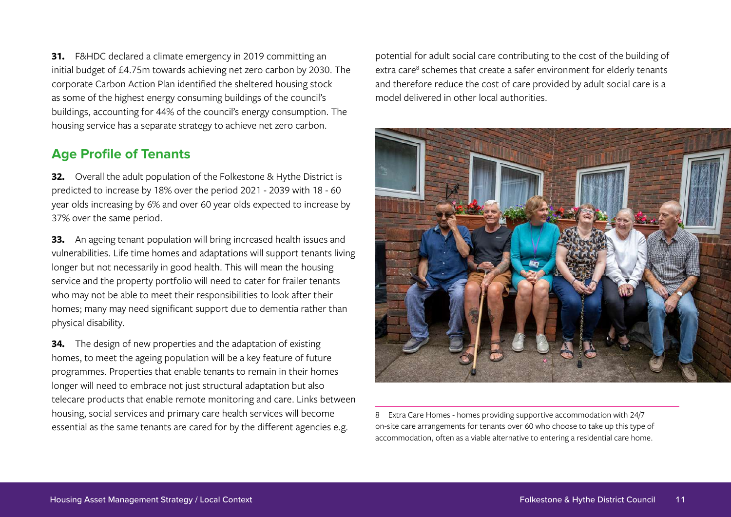**31.** F&HDC declared a climate emergency in 2019 committing an initial budget of £4.75m towards achieving net zero carbon by 2030. The corporate Carbon Action Plan identified the sheltered housing stock as some of the highest energy consuming buildings of the council's buildings, accounting for 44% of the council's energy consumption. The housing service has a separate strategy to achieve net zero carbon.

## Age Profile of Tenants

**32.** Overall the adult population of the Folkestone & Hythe District is predicted to increase by 18% over the period 2021 - 2039 with 18 - 60 year olds increasing by 6% and over 60 year olds expected to increase by 37% over the same period.

**33.** An ageing tenant population will bring increased health issues and vulnerabilities. Life time homes and adaptations will support tenants living longer but not necessarily in good health. This will mean the housing service and the property portfolio will need to cater for frailer tenants who may not be able to meet their responsibilities to look after their homes; many may need significant support due to dementia rather than physical disability.

**34.** The design of new properties and the adaptation of existing homes, to meet the ageing population will be a key feature of future programmes. Properties that enable tenants to remain in their homes longer will need to embrace not just structural adaptation but also telecare products that enable remote monitoring and care. Links between housing, social services and primary care health services will become essential as the same tenants are cared for by the different agencies e.g. potential for adult social care contributing to the cost of the building of extra care[8] schemes that create a safer environment for elderly tenants and therefore reduce the cost of care provided by adult social care is a model delivered in other local authorities.

8 Extra Care Homes - homes providing supportive accommodation with 24/7 on-site care arrangements for tenants over 60 who choose to take up this type of accommodation, often as a viable alternative to entering a residential care home.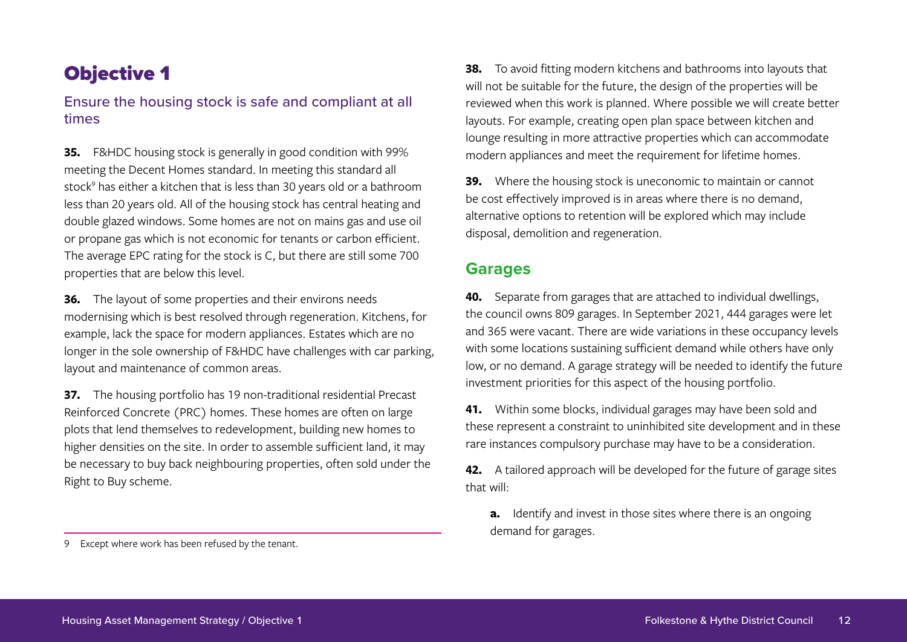# Objective 1

## Ensure the housing stock is safe and compliant at all times

**35.** F&HDC housing stock is generally in good condition with 99% meeting the Decent Homes standard. In meeting this standard all stock[9] has either a kitchen that is less than 30 years old or a bathroom less than 20 years old. All of the housing stock has central heating and double glazed windows. Some homes are not on mains gas and use oil or propane gas which is not economic for tenants or carbon efficient. The average EPC rating for the stock is C, but there are still some 700 properties that are below this level.

**36.** The layout of some properties and their environs needs modernising which is best resolved through regeneration. Kitchens, for example, lack the space for modern appliances. Estates which are no longer in the sole ownership of F&HDC have challenges with car parking, layout and maintenance of common areas.

**37.** The housing portfolio has 19 non-traditional residential Precast Reinforced Concrete (PRC) homes. These homes are often on large plots that lend themselves to redevelopment, building new homes to higher densities on the site. In order to assemble sufficient land, it may be necessary to buy back neighbouring properties, often sold under the Right to Buy scheme.

9 Except where work has been refused by the tenant.

**38.** To avoid fitting modern kitchens and bathrooms into layouts that will not be suitable for the future, the design of the properties will be reviewed when this work is planned. Where possible we will create better layouts. For example, creating open plan space between kitchen and lounge resulting in more attractive properties which can accommodate modern appliances and meet the requirement for lifetime homes.

**39.** Where the housing stock is uneconomic to maintain or cannot be cost effectively improved is in areas where there is no demand, alternative options to retention will be explored which may include disposal, demolition and regeneration.

### Garages

**40.** Separate from garages that are attached to individual dwellings, the council owns 809 garages. In September 2021, 444 garages were let and 365 were vacant. There are wide variations in these occupancy levels with some locations sustaining sufficient demand while others have only low, or no demand. A garage strategy will be needed to identify the future investment priorities for this aspect of the housing portfolio.

**41.** Within some blocks, individual garages may have been sold and these represent a constraint to uninhibited site development and in these rare instances compulsory purchase may have to be a consideration.

**42.** A tailored approach will be developed for the future of garage sites that will:

**a.** Identify and invest in those sites where there is an ongoing demand for garages.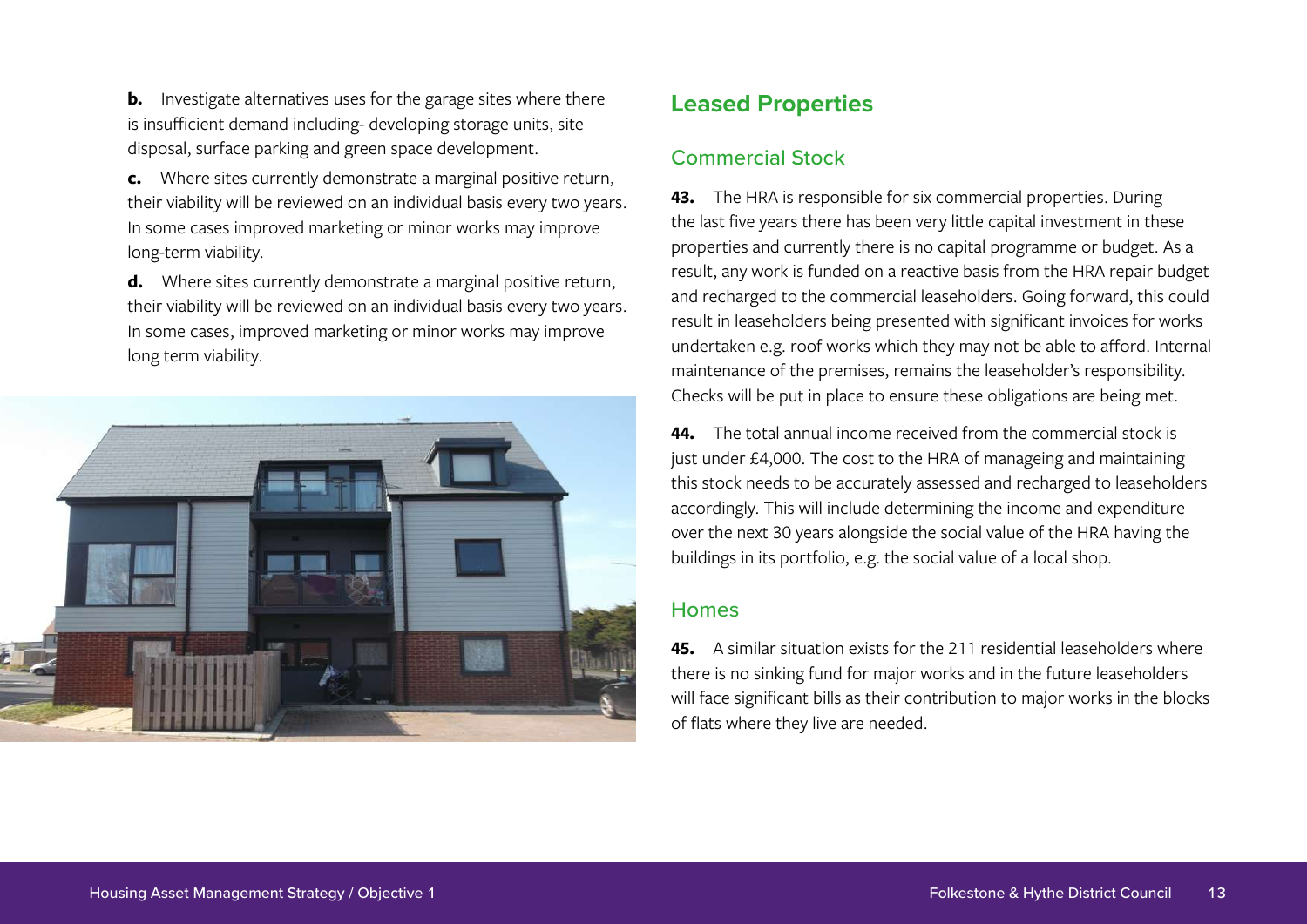**b.** Investigate alternatives uses for the garage sites where there is insufficient demand including- developing storage units, site disposal, surface parking and green space development.

**c.** Where sites currently demonstrate a marginal positive return, their viability will be reviewed on an individual basis every two years. In some cases improved marketing or minor works may improve long-term viability.

**d.** Where sites currently demonstrate a marginal positive return, their viability will be reviewed on an individual basis every two years. In some cases, improved marketing or minor works may improve long term viability.

## Leased Properties

### Commercial Stock

**43.** The HRA is responsible for six commercial properties. During the last five years there has been very little capital investment in these properties and currently there is no capital programme or budget. As a result, any work is funded on a reactive basis from the HRA repair budget and recharged to the commercial leaseholders. Going forward, this could result in leaseholders being presented with significant invoices for works undertaken e.g. roof works which they may not be able to afford. Internal maintenance of the premises, remains the leaseholder's responsibility. Checks will be put in place to ensure these obligations are being met.

**44.** The total annual income received from the commercial stock is just under £4,000. The cost to the HRA of manageing and maintaining this stock needs to be accurately assessed and recharged to leaseholders accordingly. This will include determining the income and expenditure over the next 30 years alongside the social value of the HRA having the buildings in its portfolio, e.g. the social value of a local shop.

### Homes

**45.** A similar situation exists for the 211 residential leaseholders where there is no sinking fund for major works and in the future leaseholders will face significant bills as their contribution to major works in the blocks of flats where they live are needed.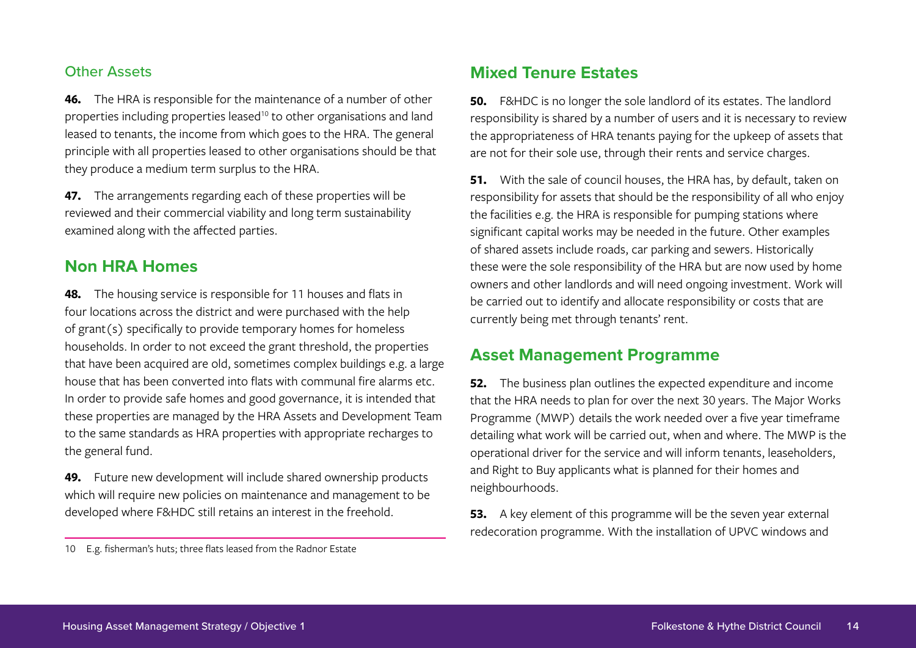### Other Assets

**46.** The HRA is responsible for the maintenance of a number of other properties including properties leased[10] to other organisations and land leased to tenants, the income from which goes to the HRA. The general principle with all properties leased to other organisations should be that they produce a medium term surplus to the HRA.

**47.** The arrangements regarding each of these properties will be reviewed and their commercial viability and long term sustainability examined along with the affected parties.

## Non HRA Homes

**48.** The housing service is responsible for 11 houses and flats in four locations across the district and were purchased with the help of grant(s) specifically to provide temporary homes for homeless households. In order to not exceed the grant threshold, the properties that have been acquired are old, sometimes complex buildings e.g. a large house that has been converted into flats with communal fire alarms etc. In order to provide safe homes and good governance, it is intended that these properties are managed by the HRA Assets and Development Team to the same standards as HRA properties with appropriate recharges to the general fund.

**49.** Future new development will include shared ownership products which will require new policies on maintenance and management to be developed where F&HDC still retains an interest in the freehold.

10 E.g. fisherman's huts; three flats leased from the Radnor Estate

## Mixed Tenure Estates

**50.** F&HDC is no longer the sole landlord of its estates. The landlord responsibility is shared by a number of users and it is necessary to review the appropriateness of HRA tenants paying for the upkeep of assets that are not for their sole use, through their rents and service charges.

**51.** With the sale of council houses, the HRA has, by default, taken on responsibility for assets that should be the responsibility of all who enjoy the facilities e.g. the HRA is responsible for pumping stations where significant capital works may be needed in the future. Other examples of shared assets include roads, car parking and sewers. Historically these were the sole responsibility of the HRA but are now used by home owners and other landlords and will need ongoing investment. Work will be carried out to identify and allocate responsibility or costs that are currently being met through tenants' rent.

## Asset Management Programme

**52.** The business plan outlines the expected expenditure and income that the HRA needs to plan for over the next 30 years. The Major Works Programme (MWP) details the work needed over a five year timeframe detailing what work will be carried out, when and where. The MWP is the operational driver for the service and will inform tenants, leaseholders, and Right to Buy applicants what is planned for their homes and neighbourhoods.

**53.** A key element of this programme will be the seven year external redecoration programme. With the installation of UPVC windows and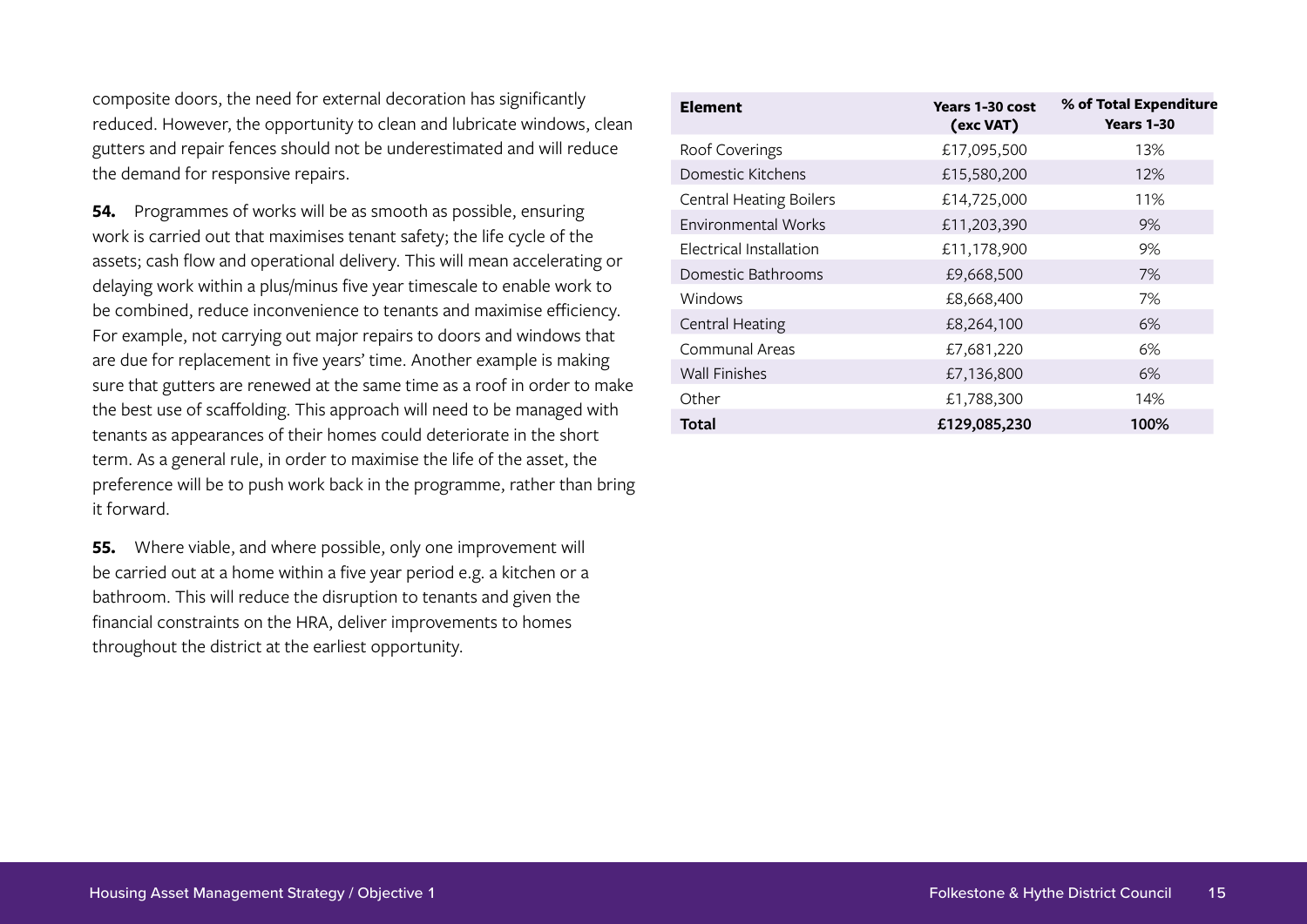composite doors, the need for external decoration has significantly reduced. However, the opportunity to clean and lubricate windows, clean gutters and repair fences should not be underestimated and will reduce the demand for responsive repairs.

**54.** Programmes of works will be as smooth as possible, ensuring work is carried out that maximises tenant safety; the life cycle of the assets; cash flow and operational delivery. This will mean accelerating or delaying work within a plus/minus five year timescale to enable work to be combined, reduce inconvenience to tenants and maximise efficiency. For example, not carrying out major repairs to doors and windows that are due for replacement in five years' time. Another example is making sure that gutters are renewed at the same time as a roof in order to make the best use of scaffolding. This approach will need to be managed with tenants as appearances of their homes could deteriorate in the short term. As a general rule, in order to maximise the life of the asset, the preference will be to push work back in the programme, rather than bring it forward.

**55.** Where viable, and where possible, only one improvement will be carried out at a home within a five year period e.g. a kitchen or a bathroom. This will reduce the disruption to tenants and given the financial constraints on the HRA, deliver improvements to homes throughout the district at the earliest opportunity.

| **Element** | **Years 1-30 cost (exc VAT)** | **% of Total Expenditure Years 1-30** |
|---|---|---|
| Roof Coverings | £17,095,500 | 13% |
| Domestic Kitchens | £15,580,200 | 12% |
| Central Heating Boilers | £14,725,000 | 11% |
| Environmental Works | £11,203,390 | 9% |
| Electrical Installation | £11,178,900 | 9% |
| Domestic Bathrooms | £9,668,500 | 7% |
| Windows | £8,668,400 | 7% |
| Central Heating | £8,264,100 | 6% |
| Communal Areas | £7,681,220 | 6% |
| Wall Finishes | £7,136,800 | 6% |
| Other | £1,788,300 | 14% |
| **Total** | **£129,085,230** | **100%** |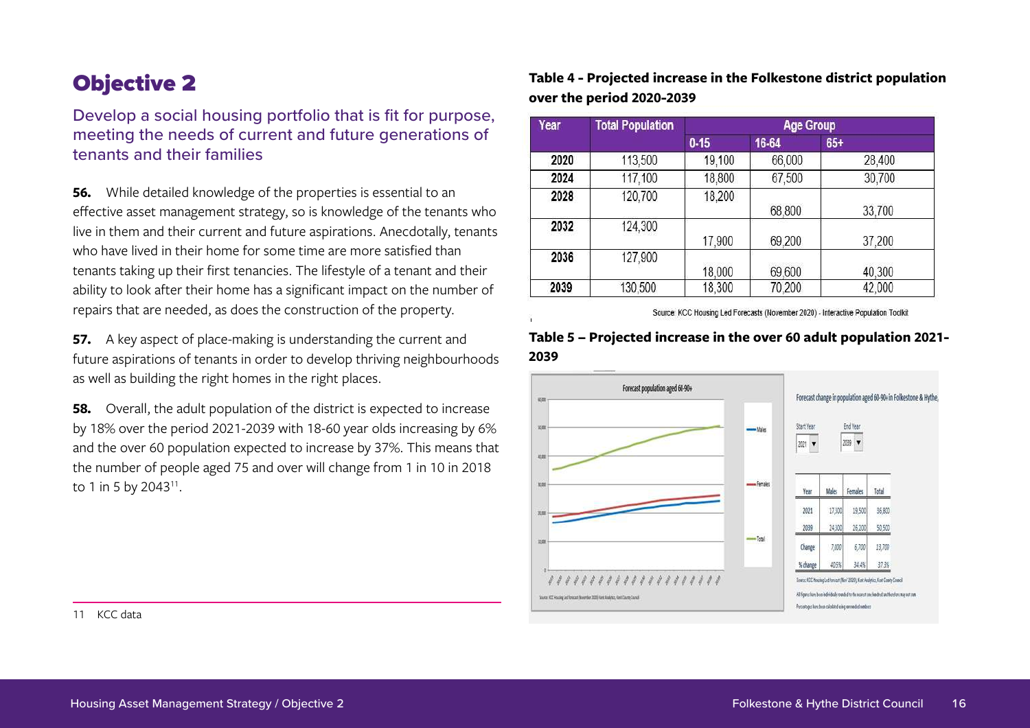# Objective 2

## Develop a social housing portfolio that is fit for purpose, meeting the needs of current and future generations of tenants and their families

**56.** While detailed knowledge of the properties is essential to an effective asset management strategy, so is knowledge of the tenants who live in them and their current and future aspirations. Anecdotally, tenants who have lived in their home for some time are more satisfied than tenants taking up their first tenancies. The lifestyle of a tenant and their ability to look after their home has a significant impact on the number of repairs that are needed, as does the construction of the property.

**57.** A key aspect of place-making is understanding the current and future aspirations of tenants in order to develop thriving neighbourhoods as well as building the right homes in the right places.

**58.** Overall, the adult population of the district is expected to increase by 18% over the period 2021-2039 with 18-60 year olds increasing by 6% and the over 60 population expected to increase by 37%. This means that the number of people aged 75 and over will change from 1 in 10 in 2018 to 1 in 5 by 2043[11].

**Table 4 - Projected increase in the Folkestone district population over the period 2020-2039**

| Year | Total Population | Age Group | | |
|---|---|---|---|---|
| | | 0-15 | 16-64 | 65+ |
| 2020 | 113,500 | 19,100 | 66,000 | 28,400 |
| 2024 | 117,100 | 18,800 | 67,500 | 30,700 |
| 2028 | 120,700 | 18,200 | 68,800 | 33,700 |
| 2032 | 124,300 | 17,900 | 69,200 | 37,200 |
| 2036 | 127,900 | 18,000 | 69,600 | 40,300 |
| 2039 | 130,500 | 18,300 | 70,200 | 42,000 |

Source: KCC Housing Led Forecasts (November 2020) - Interactive Population Toolkit

**Table 5 – Projected increase in the over 60 adult population 2021-2039**

Forecast population aged 60-90+

Forecast change in population aged 60-90+ in Folkestone & Hythe

Start Year: 2021 End Year: 2039

| Year | Males | Females | Total |
|---|---|---|---|
| 2021 | 17,100 | 19,500 | 36,600 |
| 2039 | 24,100 | 26,200 | 50,300 |
| Change | 7,000 | 6,700 | 13,700 |
| % change | 40.5% | 34.4% | 37.3% |

Source: KCC Housing Led Forecast (Nov 2020), Kent Analytics, Kent County Council

All figures have been individually rounded to the nearest one hundred and therefore may not sum

Percentages have been calculated using unrounded numbers

11 KCC data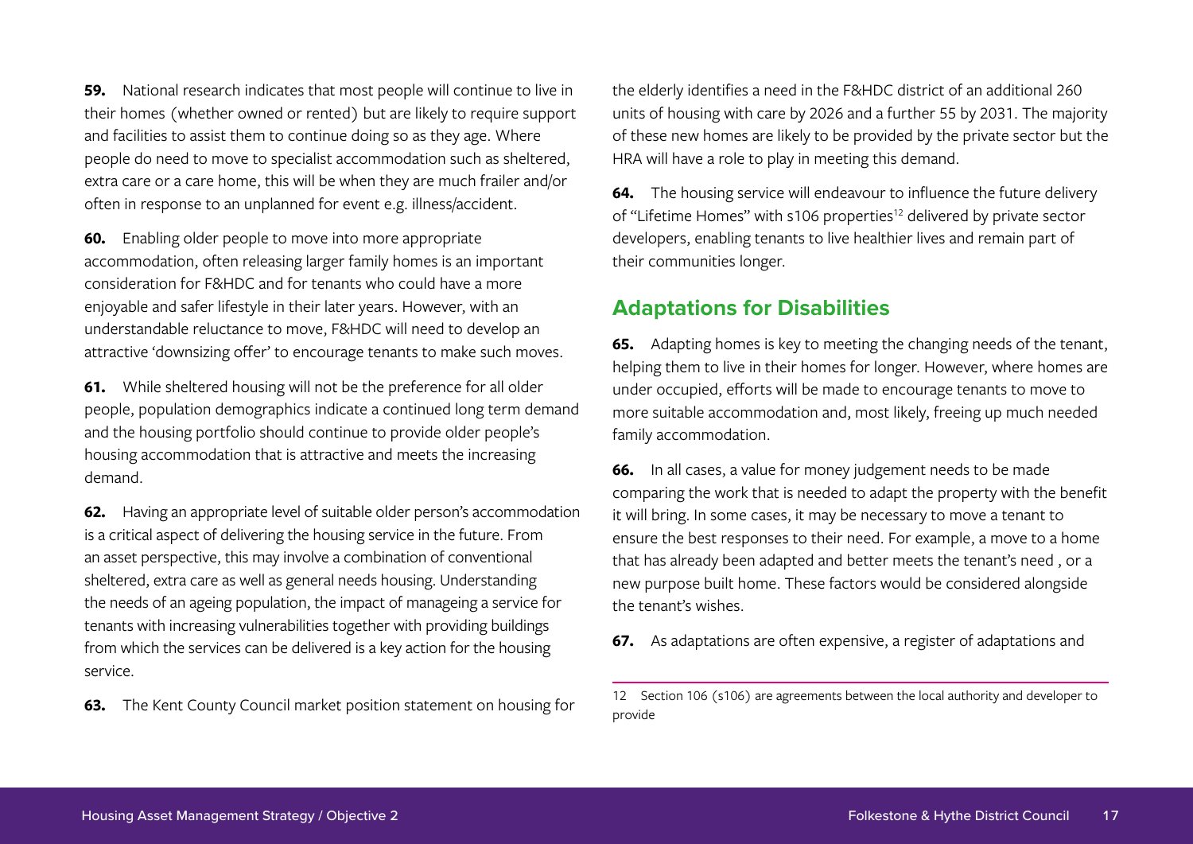**59.** National research indicates that most people will continue to live in their homes (whether owned or rented) but are likely to require support and facilities to assist them to continue doing so as they age. Where people do need to move to specialist accommodation such as sheltered, extra care or a care home, this will be when they are much frailer and/or often in response to an unplanned for event e.g. illness/accident.

**60.** Enabling older people to move into more appropriate accommodation, often releasing larger family homes is an important consideration for F&HDC and for tenants who could have a more enjoyable and safer lifestyle in their later years. However, with an understandable reluctance to move, F&HDC will need to develop an attractive 'downsizing offer' to encourage tenants to make such moves.

**61.** While sheltered housing will not be the preference for all older people, population demographics indicate a continued long term demand and the housing portfolio should continue to provide older people's housing accommodation that is attractive and meets the increasing demand.

**62.** Having an appropriate level of suitable older person's accommodation is a critical aspect of delivering the housing service in the future. From an asset perspective, this may involve a combination of conventional sheltered, extra care as well as general needs housing. Understanding the needs of an ageing population, the impact of manageing a service for tenants with increasing vulnerabilities together with providing buildings from which the services can be delivered is a key action for the housing service.

**63.** The Kent County Council market position statement on housing for the elderly identifies a need in the F&HDC district of an additional 260 units of housing with care by 2026 and a further 55 by 2031. The majority of these new homes are likely to be provided by the private sector but the HRA will have a role to play in meeting this demand.

**64.** The housing service will endeavour to influence the future delivery of "Lifetime Homes" with s106 properties[12] delivered by private sector developers, enabling tenants to live healthier lives and remain part of their communities longer.

## Adaptations for Disabilities

**65.** Adapting homes is key to meeting the changing needs of the tenant, helping them to live in their homes for longer. However, where homes are under occupied, efforts will be made to encourage tenants to move to more suitable accommodation and, most likely, freeing up much needed family accommodation.

**66.** In all cases, a value for money judgement needs to be made comparing the work that is needed to adapt the property with the benefit it will bring. In some cases, it may be necessary to move a tenant to ensure the best responses to their need. For example, a move to a home that has already been adapted and better meets the tenant's need , or a new purpose built home. These factors would be considered alongside the tenant's wishes.

**67.** As adaptations are often expensive, a register of adaptations and

---

12 Section 106 (s106) are agreements between the local authority and developer to provide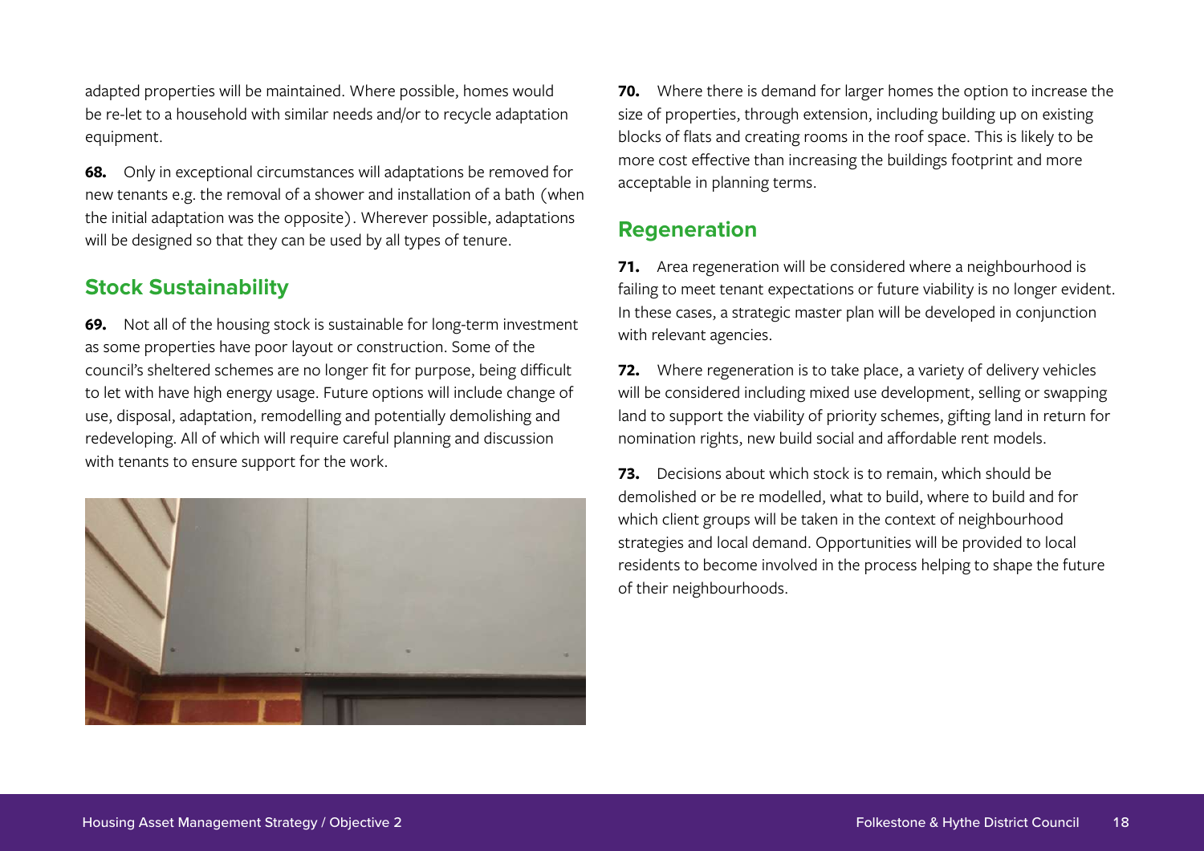adapted properties will be maintained. Where possible, homes would be re-let to a household with similar needs and/or to recycle adaptation equipment.

**68.** Only in exceptional circumstances will adaptations be removed for new tenants e.g. the removal of a shower and installation of a bath (when the initial adaptation was the opposite). Wherever possible, adaptations will be designed so that they can be used by all types of tenure.

## Stock Sustainability

**69.** Not all of the housing stock is sustainable for long-term investment as some properties have poor layout or construction. Some of the council's sheltered schemes are no longer fit for purpose, being difficult to let with have high energy usage. Future options will include change of use, disposal, adaptation, remodelling and potentially demolishing and redeveloping. All of which will require careful planning and discussion with tenants to ensure support for the work.

**70.** Where there is demand for larger homes the option to increase the size of properties, through extension, including building up on existing blocks of flats and creating rooms in the roof space. This is likely to be more cost effective than increasing the buildings footprint and more acceptable in planning terms.

## Regeneration

**71.** Area regeneration will be considered where a neighbourhood is failing to meet tenant expectations or future viability is no longer evident. In these cases, a strategic master plan will be developed in conjunction with relevant agencies.

**72.** Where regeneration is to take place, a variety of delivery vehicles will be considered including mixed use development, selling or swapping land to support the viability of priority schemes, gifting land in return for nomination rights, new build social and affordable rent models.

**73.** Decisions about which stock is to remain, which should be demolished or be re modelled, what to build, where to build and for which client groups will be taken in the context of neighbourhood strategies and local demand. Opportunities will be provided to local residents to become involved in the process helping to shape the future of their neighbourhoods.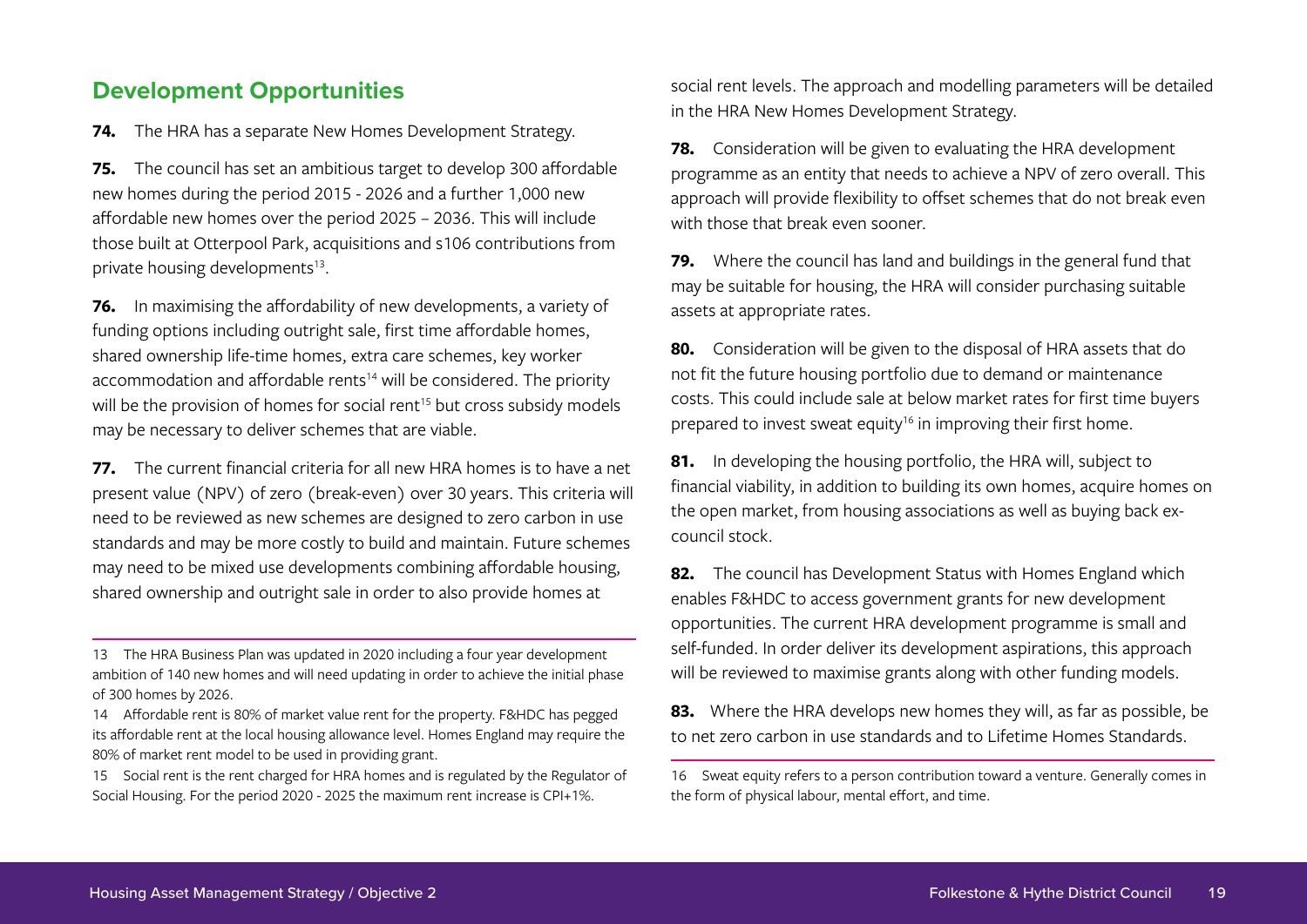## Development Opportunities

**74.** The HRA has a separate New Homes Development Strategy.

**75.** The council has set an ambitious target to develop 300 affordable new homes during the period 2015 - 2026 and a further 1,000 new affordable new homes over the period 2025 – 2036. This will include those built at Otterpool Park, acquisitions and s106 contributions from private housing developments[13].

**76.** In maximising the affordability of new developments, a variety of funding options including outright sale, first time affordable homes, shared ownership life-time homes, extra care schemes, key worker accommodation and affordable rents[14] will be considered. The priority will be the provision of homes for social rent[15] but cross subsidy models may be necessary to deliver schemes that are viable.

**77.** The current financial criteria for all new HRA homes is to have a net present value (NPV) of zero (break-even) over 30 years. This criteria will need to be reviewed as new schemes are designed to zero carbon in use standards and may be more costly to build and maintain. Future schemes may need to be mixed use developments combining affordable housing, shared ownership and outright sale in order to also provide homes at social rent levels. The approach and modelling parameters will be detailed in the HRA New Homes Development Strategy.

**78.** Consideration will be given to evaluating the HRA development programme as an entity that needs to achieve a NPV of zero overall. This approach will provide flexibility to offset schemes that do not break even with those that break even sooner.

**79.** Where the council has land and buildings in the general fund that may be suitable for housing, the HRA will consider purchasing suitable assets at appropriate rates.

**80.** Consideration will be given to the disposal of HRA assets that do not fit the future housing portfolio due to demand or maintenance costs. This could include sale at below market rates for first time buyers prepared to invest sweat equity[16] in improving their first home.

**81.** In developing the housing portfolio, the HRA will, subject to financial viability, in addition to building its own homes, acquire homes on the open market, from housing associations as well as buying back ex-council stock.

**82.** The council has Development Status with Homes England which enables F&HDC to access government grants for new development opportunities. The current HRA development programme is small and self-funded. In order deliver its development aspirations, this approach will be reviewed to maximise grants along with other funding models.

**83.** Where the HRA develops new homes they will, as far as possible, be to net zero carbon in use standards and to Lifetime Homes Standards.

---

13 The HRA Business Plan was updated in 2020 including a four year development ambition of 140 new homes and will need updating in order to achieve the initial phase of 300 homes by 2026.

14 Affordable rent is 80% of market value rent for the property. F&HDC has pegged its affordable rent at the local housing allowance level. Homes England may require the 80% of market rent model to be used in providing grant.

15 Social rent is the rent charged for HRA homes and is regulated by the Regulator of Social Housing. For the period 2020 - 2025 the maximum rent increase is CPI+1%.

16 Sweat equity refers to a person contribution toward a venture. Generally comes in the form of physical labour, mental effort, and time.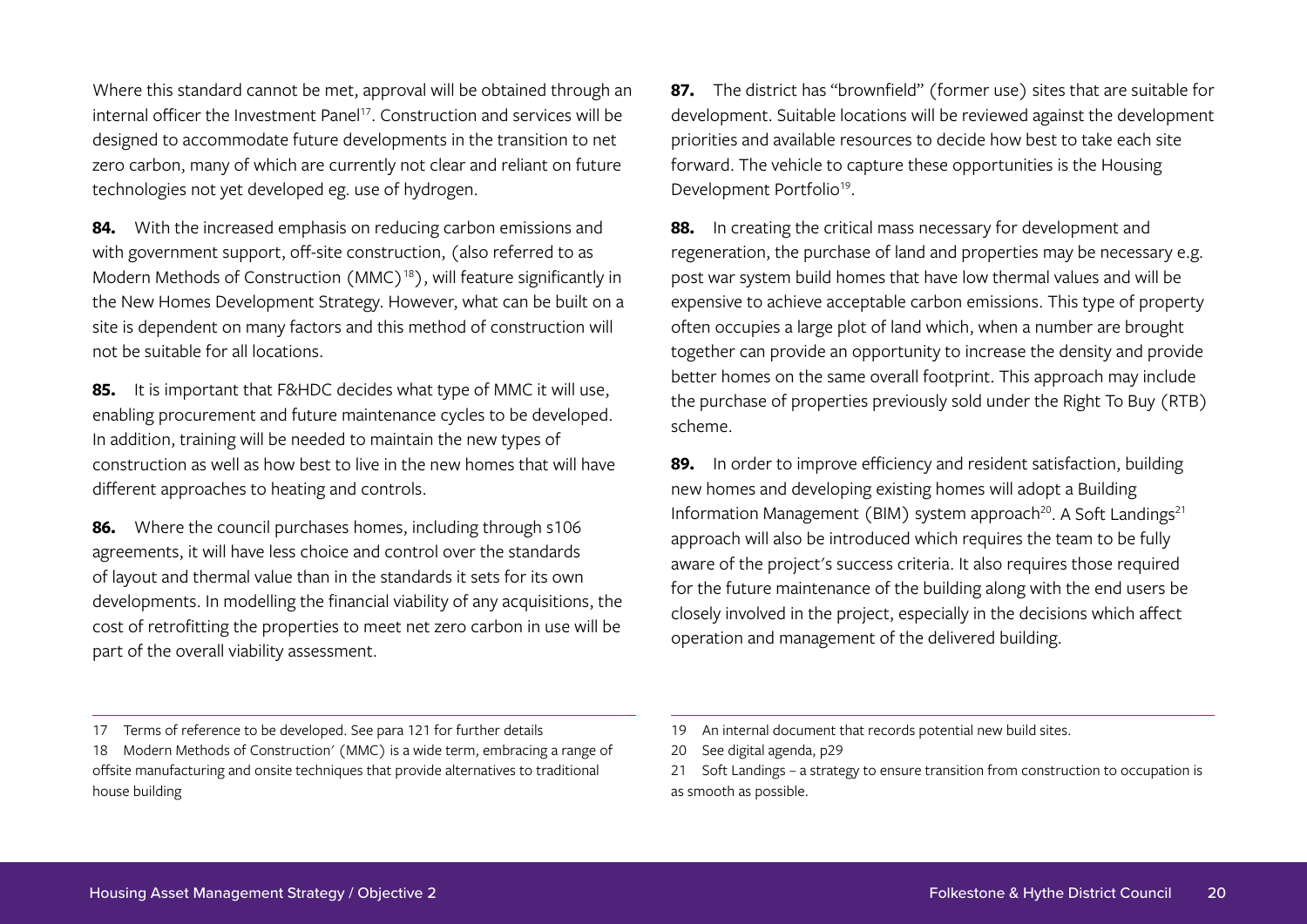Where this standard cannot be met, approval will be obtained through an internal officer the Investment Panel[17]. Construction and services will be designed to accommodate future developments in the transition to net zero carbon, many of which are currently not clear and reliant on future technologies not yet developed eg. use of hydrogen.

**84.** With the increased emphasis on reducing carbon emissions and with government support, off-site construction, (also referred to as Modern Methods of Construction (MMC)[18]), will feature significantly in the New Homes Development Strategy. However, what can be built on a site is dependent on many factors and this method of construction will not be suitable for all locations.

**85.** It is important that F&HDC decides what type of MMC it will use, enabling procurement and future maintenance cycles to be developed. In addition, training will be needed to maintain the new types of construction as well as how best to live in the new homes that will have different approaches to heating and controls.

**86.** Where the council purchases homes, including through s106 agreements, it will have less choice and control over the standards of layout and thermal value than in the standards it sets for its own developments. In modelling the financial viability of any acquisitions, the cost of retrofitting the properties to meet net zero carbon in use will be part of the overall viability assessment.

17 Terms of reference to be developed. See para 121 for further details

18 Modern Methods of Construction' (MMC) is a wide term, embracing a range of offsite manufacturing and onsite techniques that provide alternatives to traditional house building

**87.** The district has "brownfield" (former use) sites that are suitable for development. Suitable locations will be reviewed against the development priorities and available resources to decide how best to take each site forward. The vehicle to capture these opportunities is the Housing Development Portfolio[19].

**88.** In creating the critical mass necessary for development and regeneration, the purchase of land and properties may be necessary e.g. post war system build homes that have low thermal values and will be expensive to achieve acceptable carbon emissions. This type of property often occupies a large plot of land which, when a number are brought together can provide an opportunity to increase the density and provide better homes on the same overall footprint. This approach may include the purchase of properties previously sold under the Right To Buy (RTB) scheme.

**89.** In order to improve efficiency and resident satisfaction, building new homes and developing existing homes will adopt a Building Information Management (BIM) system approach[20]. A Soft Landings[21] approach will also be introduced which requires the team to be fully aware of the project's success criteria. It also requires those required for the future maintenance of the building along with the end users be closely involved in the project, especially in the decisions which affect operation and management of the delivered building.

19 An internal document that records potential new build sites.

20 See digital agenda, p29

21 Soft Landings – a strategy to ensure transition from construction to occupation is as smooth as possible.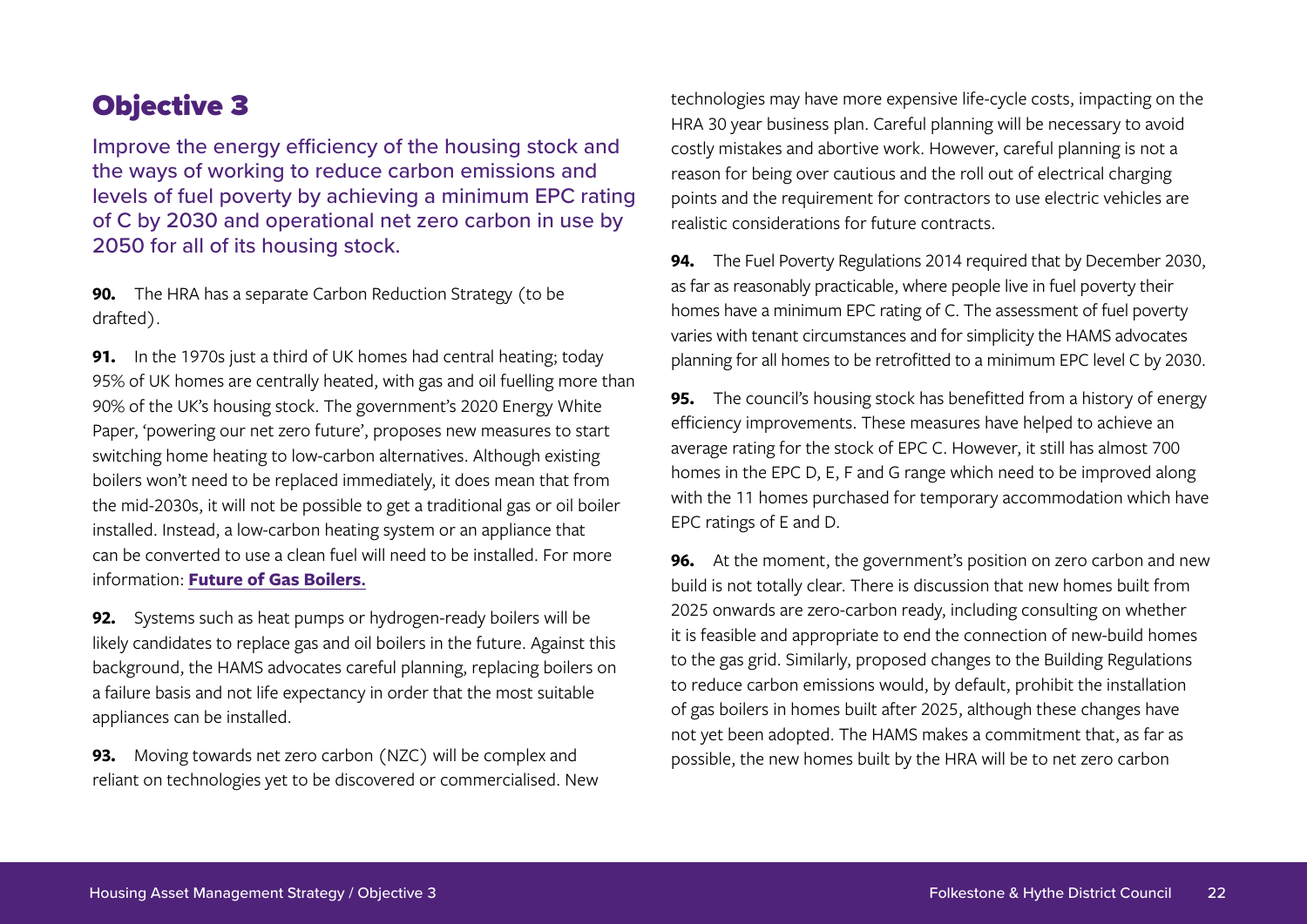## Objective 3

Improve the energy efficiency of the housing stock and the ways of working to reduce carbon emissions and levels of fuel poverty by achieving a minimum EPC rating of C by 2030 and operational net zero carbon in use by 2050 for all of its housing stock.

**90.** The HRA has a separate Carbon Reduction Strategy (to be drafted).

**91.** In the 1970s just a third of UK homes had central heating; today 95% of UK homes are centrally heated, with gas and oil fuelling more than 90% of the UK's housing stock. The government's 2020 Energy White Paper, 'powering our net zero future', proposes new measures to start switching home heating to low-carbon alternatives. Although existing boilers won't need to be replaced immediately, it does mean that from the mid-2030s, it will not be possible to get a traditional gas or oil boiler installed. Instead, a low-carbon heating system or an appliance that can be converted to use a clean fuel will need to be installed. For more information: **Future of Gas Boilers.**

**92.** Systems such as heat pumps or hydrogen-ready boilers will be likely candidates to replace gas and oil boilers in the future. Against this background, the HAMS advocates careful planning, replacing boilers on a failure basis and not life expectancy in order that the most suitable appliances can be installed.

**93.** Moving towards net zero carbon (NZC) will be complex and reliant on technologies yet to be discovered or commercialised. New technologies may have more expensive life-cycle costs, impacting on the HRA 30 year business plan. Careful planning will be necessary to avoid costly mistakes and abortive work. However, careful planning is not a reason for being over cautious and the roll out of electrical charging points and the requirement for contractors to use electric vehicles are realistic considerations for future contracts.

**94.** The Fuel Poverty Regulations 2014 required that by December 2030, as far as reasonably practicable, where people live in fuel poverty their homes have a minimum EPC rating of C. The assessment of fuel poverty varies with tenant circumstances and for simplicity the HAMS advocates planning for all homes to be retrofitted to a minimum EPC level C by 2030.

**95.** The council's housing stock has benefitted from a history of energy efficiency improvements. These measures have helped to achieve an average rating for the stock of EPC C. However, it still has almost 700 homes in the EPC D, E, F and G range which need to be improved along with the 11 homes purchased for temporary accommodation which have EPC ratings of E and D.

**96.** At the moment, the government's position on zero carbon and new build is not totally clear. There is discussion that new homes built from 2025 onwards are zero-carbon ready, including consulting on whether it is feasible and appropriate to end the connection of new-build homes to the gas grid. Similarly, proposed changes to the Building Regulations to reduce carbon emissions would, by default, prohibit the installation of gas boilers in homes built after 2025, although these changes have not yet been adopted. The HAMS makes a commitment that, as far as possible, the new homes built by the HRA will be to net zero carbon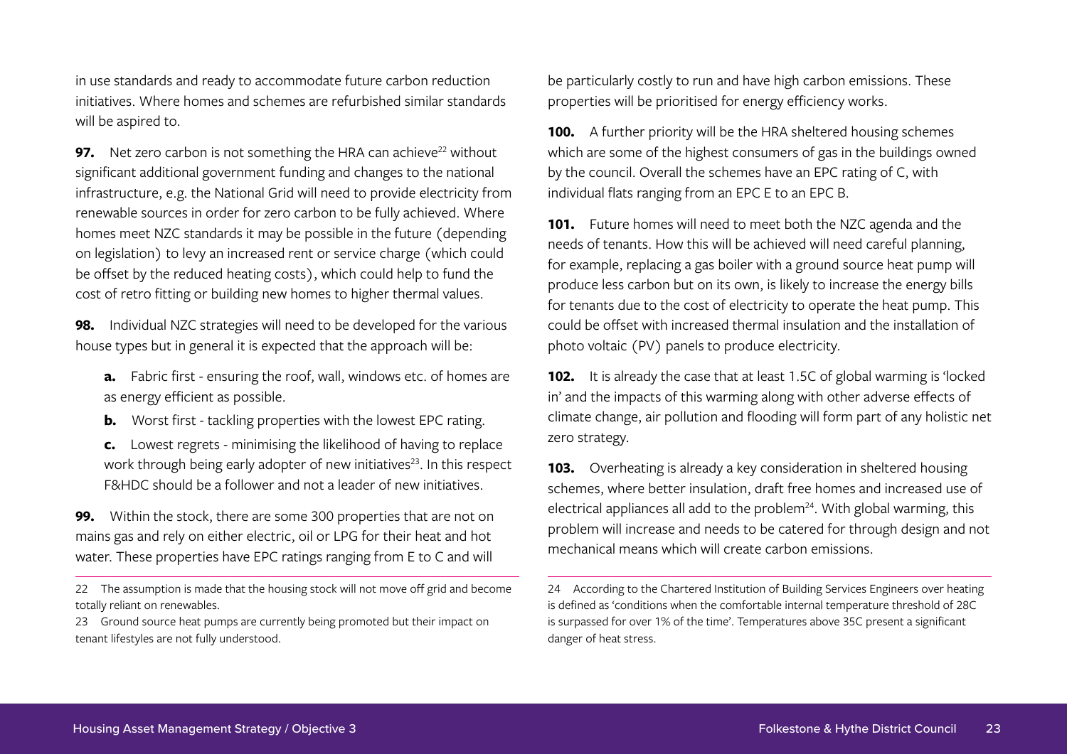in use standards and ready to accommodate future carbon reduction initiatives. Where homes and schemes are refurbished similar standards will be aspired to.

**97.** Net zero carbon is not something the HRA can achieve[22] without significant additional government funding and changes to the national infrastructure, e.g. the National Grid will need to provide electricity from renewable sources in order for zero carbon to be fully achieved. Where homes meet NZC standards it may be possible in the future (depending on legislation) to levy an increased rent or service charge (which could be offset by the reduced heating costs), which could help to fund the cost of retro fitting or building new homes to higher thermal values.

**98.** Individual NZC strategies will need to be developed for the various house types but in general it is expected that the approach will be:

- **a.** Fabric first - ensuring the roof, wall, windows etc. of homes are as energy efficient as possible.
- **b.** Worst first - tackling properties with the lowest EPC rating.
- **c.** Lowest regrets - minimising the likelihood of having to replace work through being early adopter of new initiatives[23]. In this respect F&HDC should be a follower and not a leader of new initiatives.

**99.** Within the stock, there are some 300 properties that are not on mains gas and rely on either electric, oil or LPG for their heat and hot water. These properties have EPC ratings ranging from E to C and will be particularly costly to run and have high carbon emissions. These properties will be prioritised for energy efficiency works.

**100.** A further priority will be the HRA sheltered housing schemes which are some of the highest consumers of gas in the buildings owned by the council. Overall the schemes have an EPC rating of C, with individual flats ranging from an EPC E to an EPC B.

**101.** Future homes will need to meet both the NZC agenda and the needs of tenants. How this will be achieved will need careful planning, for example, replacing a gas boiler with a ground source heat pump will produce less carbon but on its own, is likely to increase the energy bills for tenants due to the cost of electricity to operate the heat pump. This could be offset with increased thermal insulation and the installation of photo voltaic (PV) panels to produce electricity.

**102.** It is already the case that at least 1.5C of global warming is 'locked in' and the impacts of this warming along with other adverse effects of climate change, air pollution and flooding will form part of any holistic net zero strategy.

**103.** Overheating is already a key consideration in sheltered housing schemes, where better insulation, draft free homes and increased use of electrical appliances all add to the problem[24]. With global warming, this problem will increase and needs to be catered for through design and not mechanical means which will create carbon emissions.

---

22 The assumption is made that the housing stock will not move off grid and become totally reliant on renewables.

23 Ground source heat pumps are currently being promoted but their impact on tenant lifestyles are not fully understood.

24 According to the Chartered Institution of Building Services Engineers over heating is defined as 'conditions when the comfortable internal temperature threshold of 28C is surpassed for over 1% of the time'. Temperatures above 35C present a significant danger of heat stress.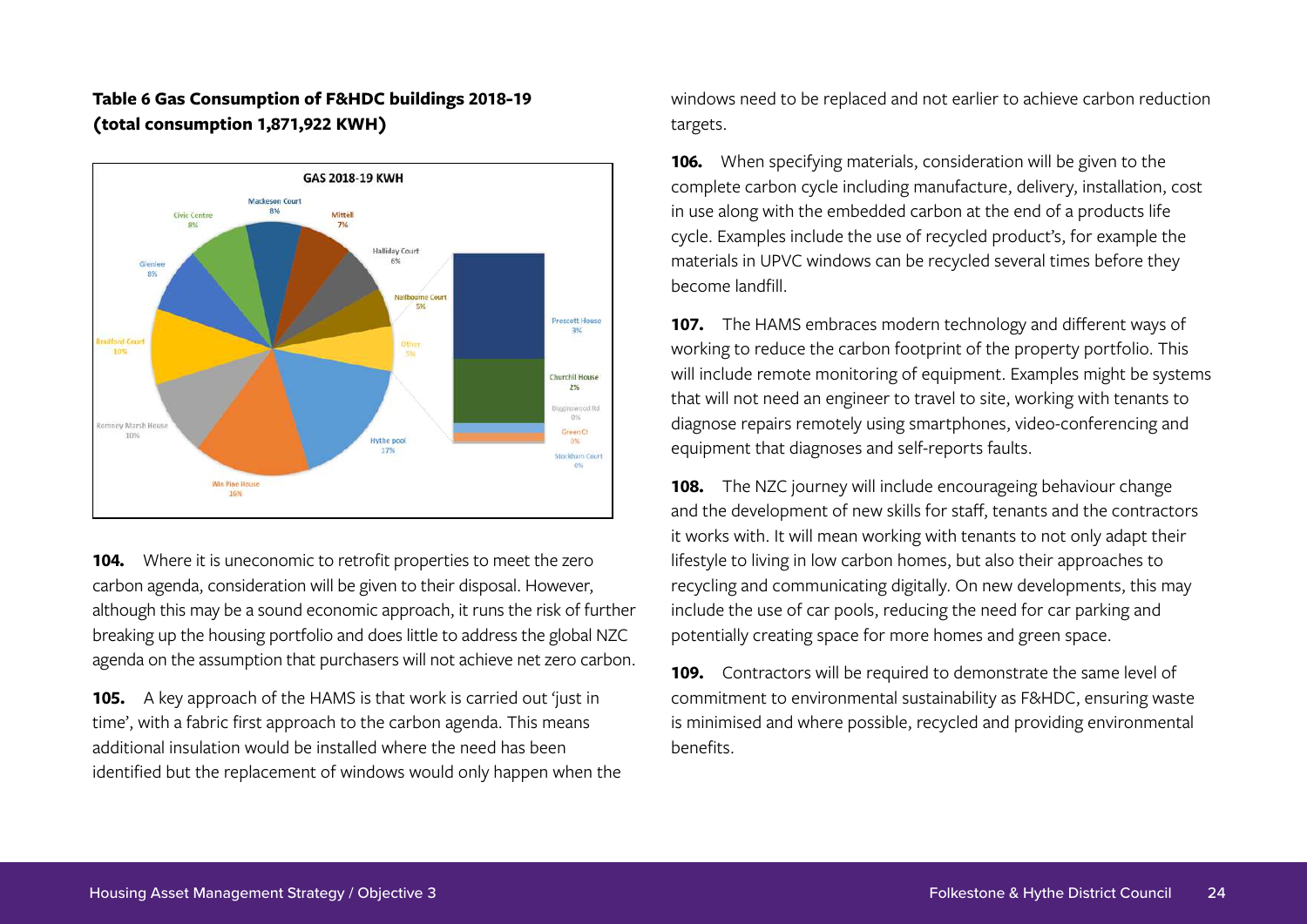**Table 6 Gas Consumption of F&HDC buildings 2018-19 (total consumption 1,871,922 KWH)**

GAS 2018-19 KWH

| Building | % |
|---|---|
| Mackeson Court | 8% |
| Mittell | 7% |
| Halliday Court | 6% |
| Nailbourne Court | 5% |
| Other | 5% |
| Prescott House | 3% |
| Churchill House | 2% |
| Bigginswood Rd | 0% |
| Green Cl | 0% |
| Stockham Court | 0% |
| Hythe pool | 17% |
| Win Pine House | 16% |
| Romney Marsh House | 10% |
| Bradford Court | 10% |
| Glenlee | 8% |
| Civic Centre | 8% |

**104.** Where it is uneconomic to retrofit properties to meet the zero carbon agenda, consideration will be given to their disposal. However, although this may be a sound economic approach, it runs the risk of further breaking up the housing portfolio and does little to address the global NZC agenda on the assumption that purchasers will not achieve net zero carbon.

**105.** A key approach of the HAMS is that work is carried out 'just in time', with a fabric first approach to the carbon agenda. This means additional insulation would be installed where the need has been identified but the replacement of windows would only happen when the windows need to be replaced and not earlier to achieve carbon reduction targets.

**106.** When specifying materials, consideration will be given to the complete carbon cycle including manufacture, delivery, installation, cost in use along with the embedded carbon at the end of a products life cycle. Examples include the use of recycled product's, for example the materials in UPVC windows can be recycled several times before they become landfill.

**107.** The HAMS embraces modern technology and different ways of working to reduce the carbon footprint of the property portfolio. This will include remote monitoring of equipment. Examples might be systems that will not need an engineer to travel to site, working with tenants to diagnose repairs remotely using smartphones, video-conferencing and equipment that diagnoses and self-reports faults.

**108.** The NZC journey will include encourageing behaviour change and the development of new skills for staff, tenants and the contractors it works with. It will mean working with tenants to not only adapt their lifestyle to living in low carbon homes, but also their approaches to recycling and communicating digitally. On new developments, this may include the use of car pools, reducing the need for car parking and potentially creating space for more homes and green space.

**109.** Contractors will be required to demonstrate the same level of commitment to environmental sustainability as F&HDC, ensuring waste is minimised and where possible, recycled and providing environmental benefits.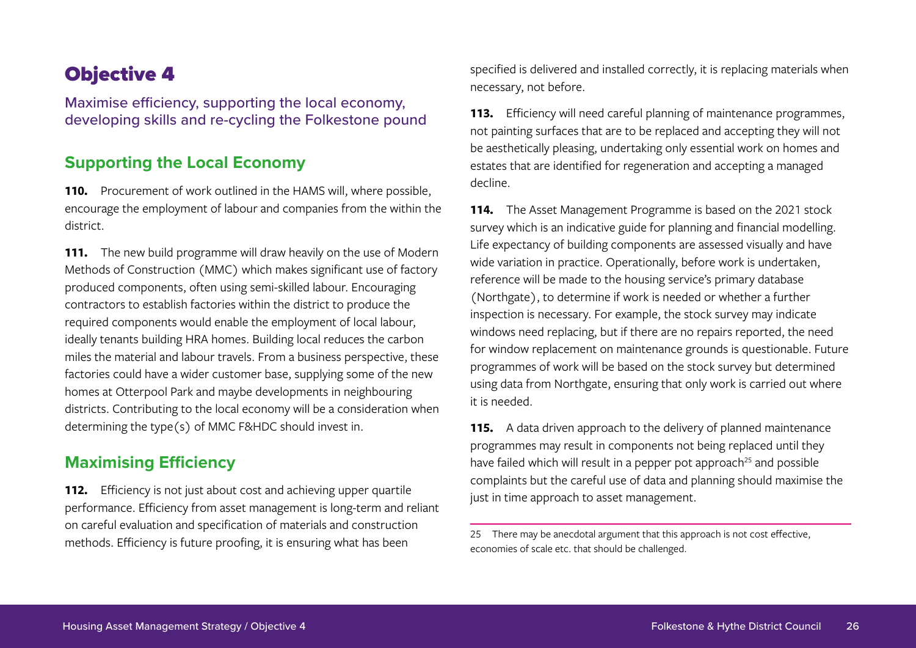# Objective 4

Maximise efficiency, supporting the local economy, developing skills and re-cycling the Folkestone pound

## Supporting the Local Economy

**110.** Procurement of work outlined in the HAMS will, where possible, encourage the employment of labour and companies from the within the district.

**111.** The new build programme will draw heavily on the use of Modern Methods of Construction (MMC) which makes significant use of factory produced components, often using semi-skilled labour. Encouraging contractors to establish factories within the district to produce the required components would enable the employment of local labour, ideally tenants building HRA homes. Building local reduces the carbon miles the material and labour travels. From a business perspective, these factories could have a wider customer base, supplying some of the new homes at Otterpool Park and maybe developments in neighbouring districts. Contributing to the local economy will be a consideration when determining the type(s) of MMC F&HDC should invest in.

## Maximising Efficiency

**112.** Efficiency is not just about cost and achieving upper quartile performance. Efficiency from asset management is long-term and reliant on careful evaluation and specification of materials and construction methods. Efficiency is future proofing, it is ensuring what has been specified is delivered and installed correctly, it is replacing materials when necessary, not before.

**113.** Efficiency will need careful planning of maintenance programmes, not painting surfaces that are to be replaced and accepting they will not be aesthetically pleasing, undertaking only essential work on homes and estates that are identified for regeneration and accepting a managed decline.

**114.** The Asset Management Programme is based on the 2021 stock survey which is an indicative guide for planning and financial modelling. Life expectancy of building components are assessed visually and have wide variation in practice. Operationally, before work is undertaken, reference will be made to the housing service's primary database (Northgate), to determine if work is needed or whether a further inspection is necessary. For example, the stock survey may indicate windows need replacing, but if there are no repairs reported, the need for window replacement on maintenance grounds is questionable. Future programmes of work will be based on the stock survey but determined using data from Northgate, ensuring that only work is carried out where it is needed.

**115.** A data driven approach to the delivery of planned maintenance programmes may result in components not being replaced until they have failed which will result in a pepper pot approach[25] and possible complaints but the careful use of data and planning should maximise the just in time approach to asset management.

---

25 There may be anecdotal argument that this approach is not cost effective, economies of scale etc. that should be challenged.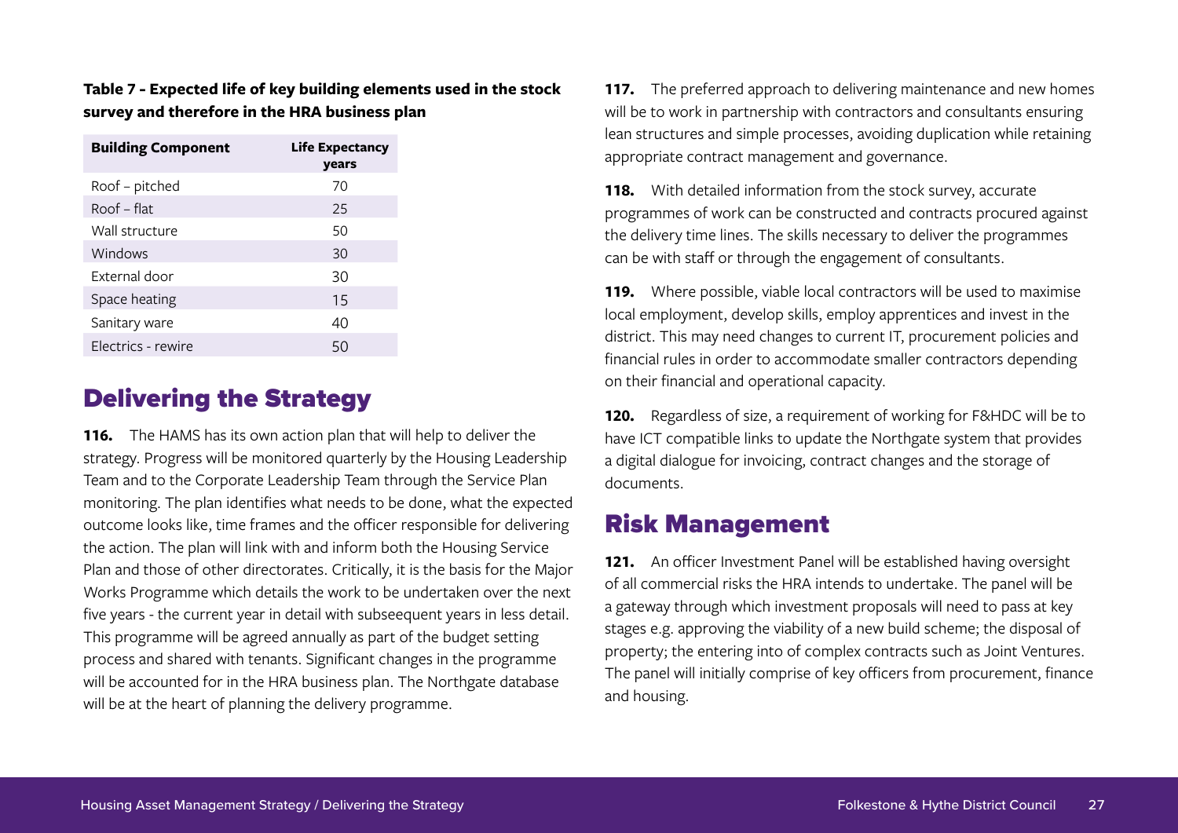**Table 7 - Expected life of key building elements used in the stock survey and therefore in the HRA business plan**

| Building Component | Life Expectancy years |
|---|---|
| Roof – pitched | 70 |
| Roof – flat | 25 |
| Wall structure | 50 |
| Windows | 30 |
| External door | 30 |
| Space heating | 15 |
| Sanitary ware | 40 |
| Electrics - rewire | 50 |

## Delivering the Strategy

**116.** The HAMS has its own action plan that will help to deliver the strategy. Progress will be monitored quarterly by the Housing Leadership Team and to the Corporate Leadership Team through the Service Plan monitoring. The plan identifies what needs to be done, what the expected outcome looks like, time frames and the officer responsible for delivering the action. The plan will link with and inform both the Housing Service Plan and those of other directorates. Critically, it is the basis for the Major Works Programme which details the work to be undertaken over the next five years - the current year in detail with subseequent years in less detail. This programme will be agreed annually as part of the budget setting process and shared with tenants. Significant changes in the programme will be accounted for in the HRA business plan. The Northgate database will be at the heart of planning the delivery programme.

**117.** The preferred approach to delivering maintenance and new homes will be to work in partnership with contractors and consultants ensuring lean structures and simple processes, avoiding duplication while retaining appropriate contract management and governance.

**118.** With detailed information from the stock survey, accurate programmes of work can be constructed and contracts procured against the delivery time lines. The skills necessary to deliver the programmes can be with staff or through the engagement of consultants.

**119.** Where possible, viable local contractors will be used to maximise local employment, develop skills, employ apprentices and invest in the district. This may need changes to current IT, procurement policies and financial rules in order to accommodate smaller contractors depending on their financial and operational capacity.

**120.** Regardless of size, a requirement of working for F&HDC will be to have ICT compatible links to update the Northgate system that provides a digital dialogue for invoicing, contract changes and the storage of documents.

## Risk Management

**121.** An officer Investment Panel will be established having oversight of all commercial risks the HRA intends to undertake. The panel will be a gateway through which investment proposals will need to pass at key stages e.g. approving the viability of a new build scheme; the disposal of property; the entering into of complex contracts such as Joint Ventures. The panel will initially comprise of key officers from procurement, finance and housing.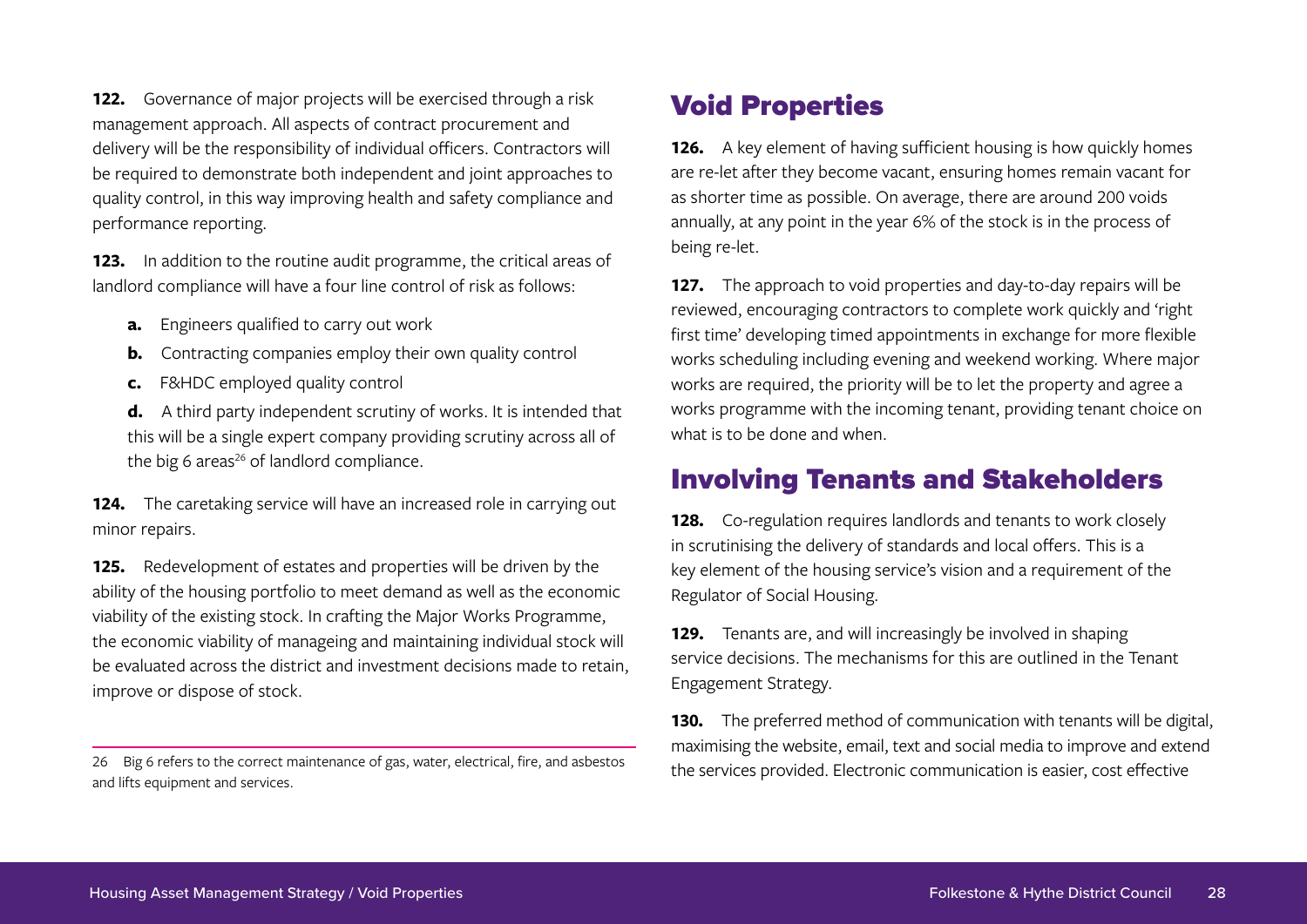**122.** Governance of major projects will be exercised through a risk management approach. All aspects of contract procurement and delivery will be the responsibility of individual officers. Contractors will be required to demonstrate both independent and joint approaches to quality control, in this way improving health and safety compliance and performance reporting.

**123.** In addition to the routine audit programme, the critical areas of landlord compliance will have a four line control of risk as follows:

- **a.** Engineers qualified to carry out work
- **b.** Contracting companies employ their own quality control
- **c.** F&HDC employed quality control
- **d.** A third party independent scrutiny of works. It is intended that this will be a single expert company providing scrutiny across all of the big 6 areas[26] of landlord compliance.

**124.** The caretaking service will have an increased role in carrying out minor repairs.

**125.** Redevelopment of estates and properties will be driven by the ability of the housing portfolio to meet demand as well as the economic viability of the existing stock. In crafting the Major Works Programme, the economic viability of manageing and maintaining individual stock will be evaluated across the district and investment decisions made to retain, improve or dispose of stock.

26 Big 6 refers to the correct maintenance of gas, water, electrical, fire, and asbestos and lifts equipment and services.

## Void Properties

**126.** A key element of having sufficient housing is how quickly homes are re-let after they become vacant, ensuring homes remain vacant for as shorter time as possible. On average, there are around 200 voids annually, at any point in the year 6% of the stock is in the process of being re-let.

**127.** The approach to void properties and day-to-day repairs will be reviewed, encouraging contractors to complete work quickly and 'right first time' developing timed appointments in exchange for more flexible works scheduling including evening and weekend working. Where major works are required, the priority will be to let the property and agree a works programme with the incoming tenant, providing tenant choice on what is to be done and when.

## Involving Tenants and Stakeholders

**128.** Co-regulation requires landlords and tenants to work closely in scrutinising the delivery of standards and local offers. This is a key element of the housing service's vision and a requirement of the Regulator of Social Housing.

**129.** Tenants are, and will increasingly be involved in shaping service decisions. The mechanisms for this are outlined in the Tenant Engagement Strategy.

**130.** The preferred method of communication with tenants will be digital, maximising the website, email, text and social media to improve and extend the services provided. Electronic communication is easier, cost effective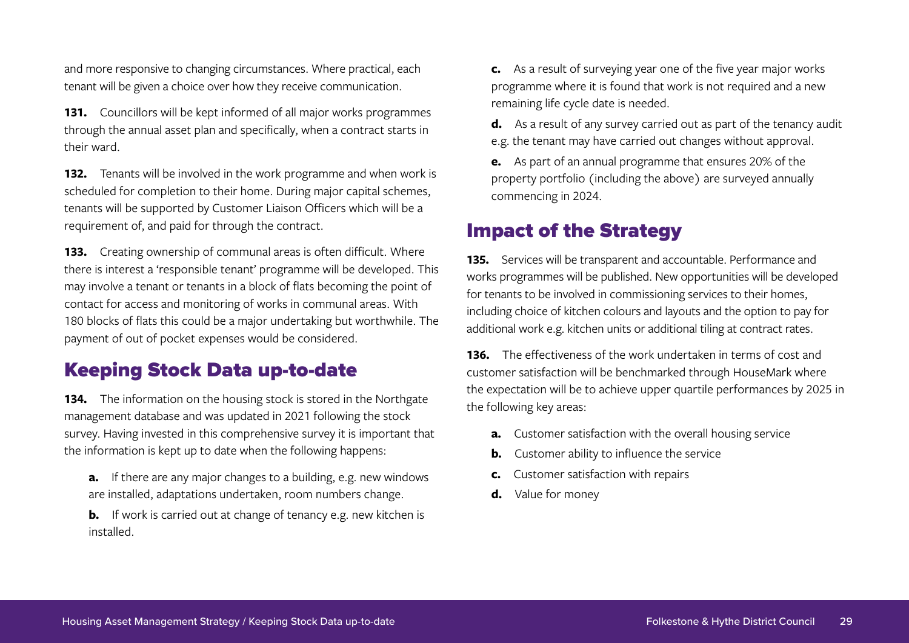and more responsive to changing circumstances. Where practical, each tenant will be given a choice over how they receive communication.

**131.** Councillors will be kept informed of all major works programmes through the annual asset plan and specifically, when a contract starts in their ward.

**132.** Tenants will be involved in the work programme and when work is scheduled for completion to their home. During major capital schemes, tenants will be supported by Customer Liaison Officers which will be a requirement of, and paid for through the contract.

**133.** Creating ownership of communal areas is often difficult. Where there is interest a 'responsible tenant' programme will be developed. This may involve a tenant or tenants in a block of flats becoming the point of contact for access and monitoring of works in communal areas. With 180 blocks of flats this could be a major undertaking but worthwhile. The payment of out of pocket expenses would be considered.

## Keeping Stock Data up-to-date

**134.** The information on the housing stock is stored in the Northgate management database and was updated in 2021 following the stock survey. Having invested in this comprehensive survey it is important that the information is kept up to date when the following happens:

**a.** If there are any major changes to a building, e.g. new windows are installed, adaptations undertaken, room numbers change.

**b.** If work is carried out at change of tenancy e.g. new kitchen is installed.

**c.** As a result of surveying year one of the five year major works programme where it is found that work is not required and a new remaining life cycle date is needed.

**d.** As a result of any survey carried out as part of the tenancy audit e.g. the tenant may have carried out changes without approval.

**e.** As part of an annual programme that ensures 20% of the property portfolio (including the above) are surveyed annually commencing in 2024.

## Impact of the Strategy

**135.** Services will be transparent and accountable. Performance and works programmes will be published. New opportunities will be developed for tenants to be involved in commissioning services to their homes, including choice of kitchen colours and layouts and the option to pay for additional work e.g. kitchen units or additional tiling at contract rates.

**136.** The effectiveness of the work undertaken in terms of cost and customer satisfaction will be benchmarked through HouseMark where the expectation will be to achieve upper quartile performances by 2025 in the following key areas:

**a.** Customer satisfaction with the overall housing service

**b.** Customer ability to influence the service

**c.** Customer satisfaction with repairs

**d.** Value for money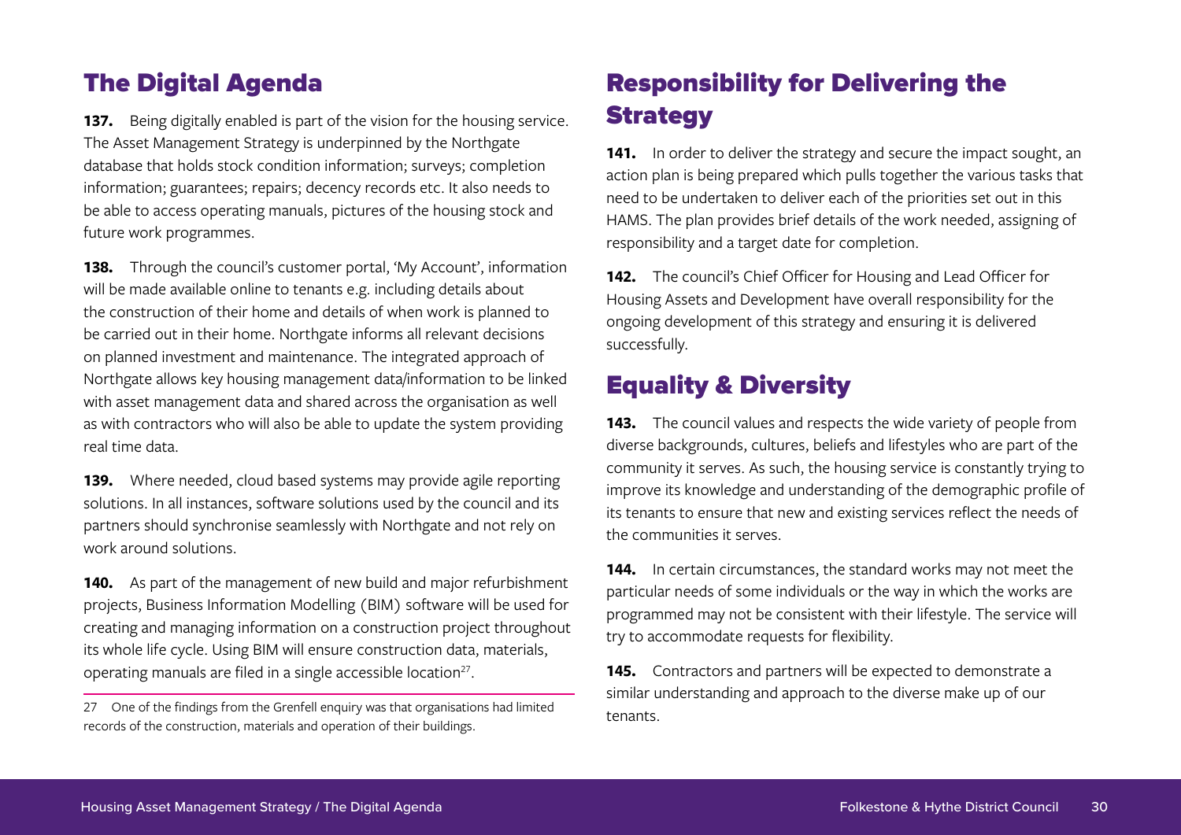## The Digital Agenda

**137.** Being digitally enabled is part of the vision for the housing service. The Asset Management Strategy is underpinned by the Northgate database that holds stock condition information; surveys; completion information; guarantees; repairs; decency records etc. It also needs to be able to access operating manuals, pictures of the housing stock and future work programmes.

**138.** Through the council's customer portal, 'My Account', information will be made available online to tenants e.g. including details about the construction of their home and details of when work is planned to be carried out in their home. Northgate informs all relevant decisions on planned investment and maintenance. The integrated approach of Northgate allows key housing management data/information to be linked with asset management data and shared across the organisation as well as with contractors who will also be able to update the system providing real time data.

**139.** Where needed, cloud based systems may provide agile reporting solutions. In all instances, software solutions used by the council and its partners should synchronise seamlessly with Northgate and not rely on work around solutions.

**140.** As part of the management of new build and major refurbishment projects, Business Information Modelling (BIM) software will be used for creating and managing information on a construction project throughout its whole life cycle. Using BIM will ensure construction data, materials, operating manuals are filed in a single accessible location[27].

27 One of the findings from the Grenfell enquiry was that organisations had limited records of the construction, materials and operation of their buildings.

## Responsibility for Delivering the Strategy

**141.** In order to deliver the strategy and secure the impact sought, an action plan is being prepared which pulls together the various tasks that need to be undertaken to deliver each of the priorities set out in this HAMS. The plan provides brief details of the work needed, assigning of responsibility and a target date for completion.

**142.** The council's Chief Officer for Housing and Lead Officer for Housing Assets and Development have overall responsibility for the ongoing development of this strategy and ensuring it is delivered successfully.

## Equality & Diversity

**143.** The council values and respects the wide variety of people from diverse backgrounds, cultures, beliefs and lifestyles who are part of the community it serves. As such, the housing service is constantly trying to improve its knowledge and understanding of the demographic profile of its tenants to ensure that new and existing services reflect the needs of the communities it serves.

**144.** In certain circumstances, the standard works may not meet the particular needs of some individuals or the way in which the works are programmed may not be consistent with their lifestyle. The service will try to accommodate requests for flexibility.

**145.** Contractors and partners will be expected to demonstrate a similar understanding and approach to the diverse make up of our tenants.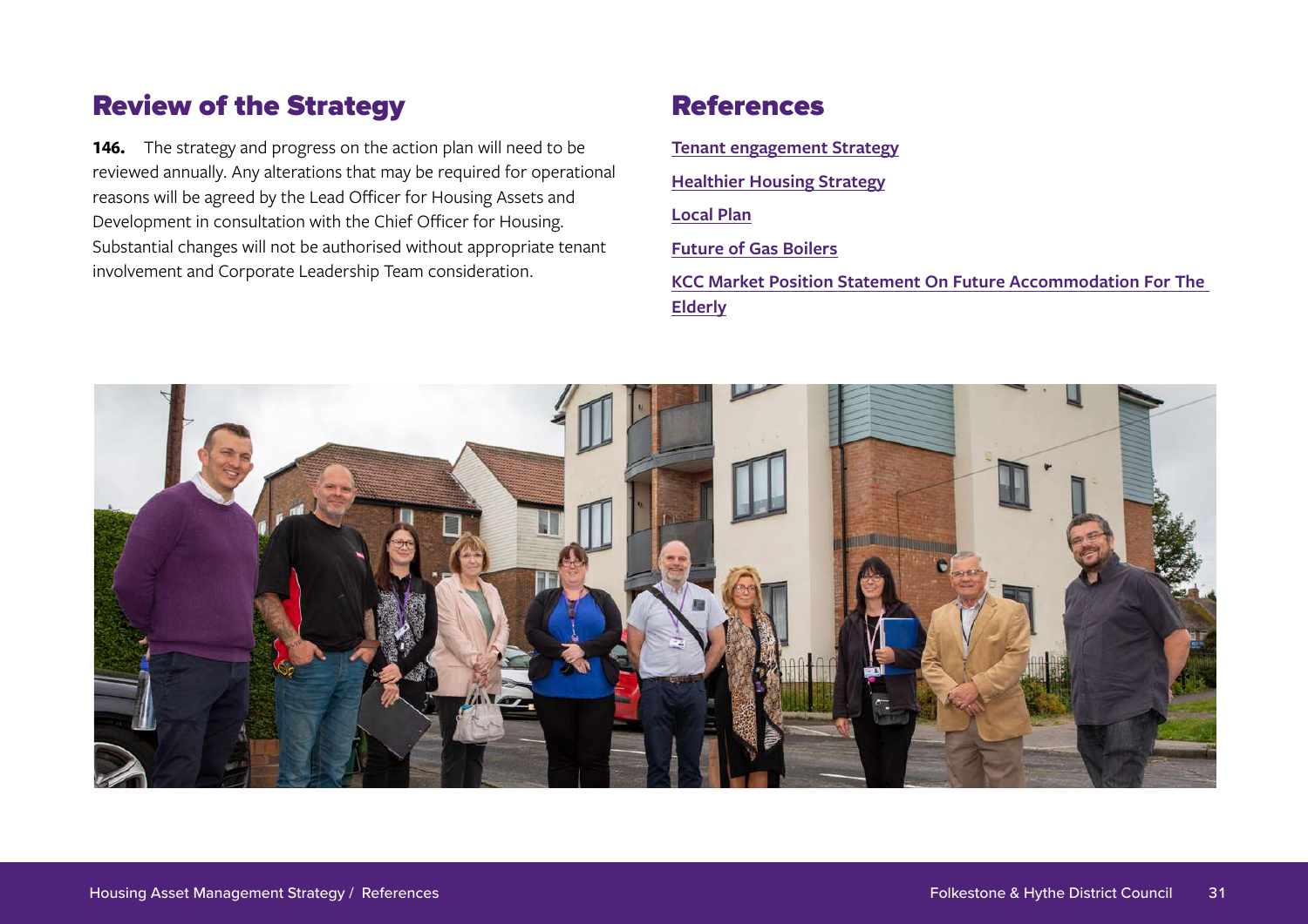## Review of the Strategy

**146.** The strategy and progress on the action plan will need to be reviewed annually. Any alterations that may be required for operational reasons will be agreed by the Lead Officer for Housing Assets and Development in consultation with the Chief Officer for Housing. Substantial changes will not be authorised without appropriate tenant involvement and Corporate Leadership Team consideration.

## References

**Tenant engagement Strategy**

**Healthier Housing Strategy**

**Local Plan**

**Future of Gas Boilers**

**KCC Market Position Statement On Future Accommodation For The Elderly**